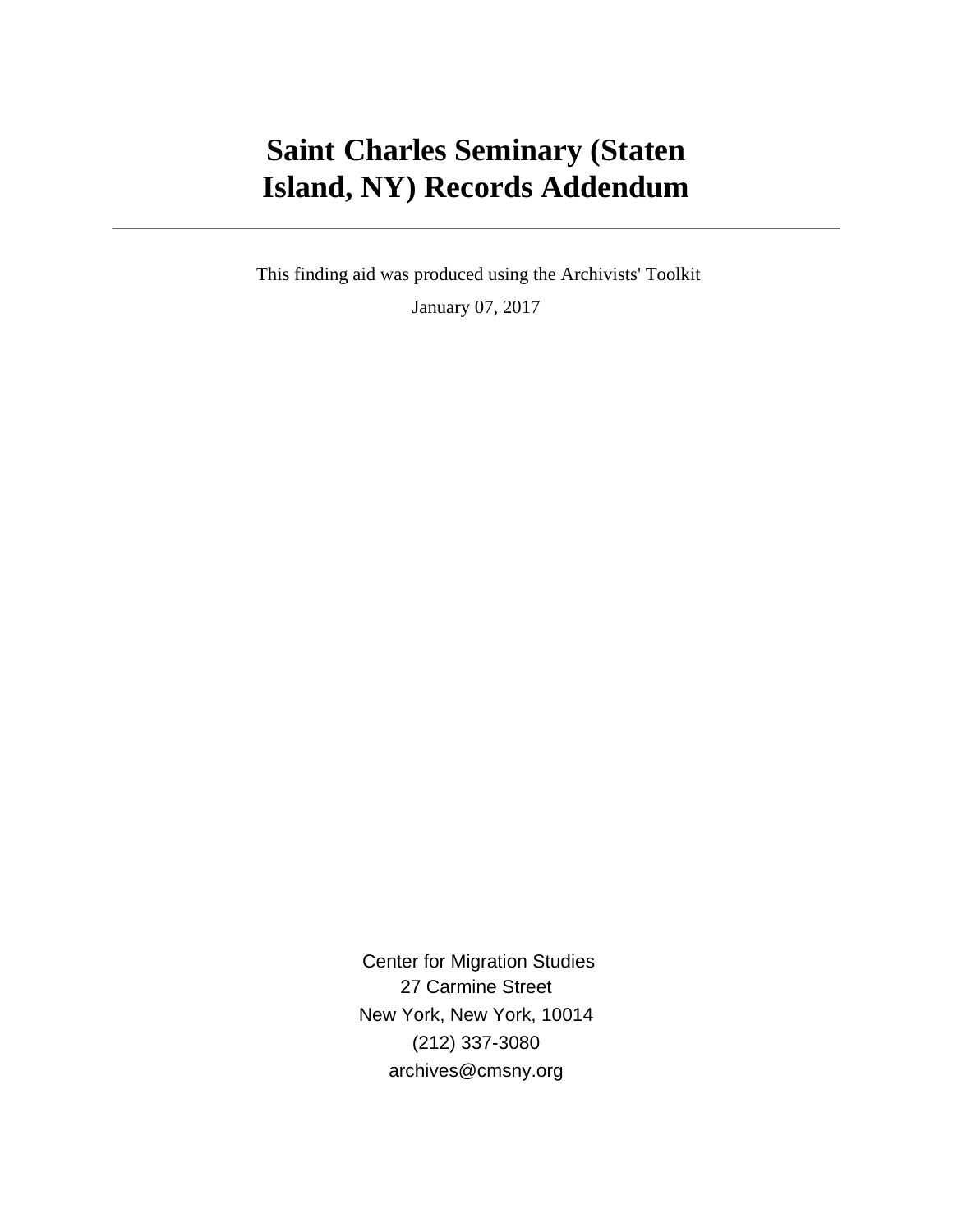# Saint Charles Seminary (Staten Island, NY) Records Addendum

---

This finding aid was produced using the Archivists' Toolkit

January 07, 2017

Center for Migration Studies
27 Carmine Street
New York, New York, 10014
(212) 337-3080
archives@cmsny.org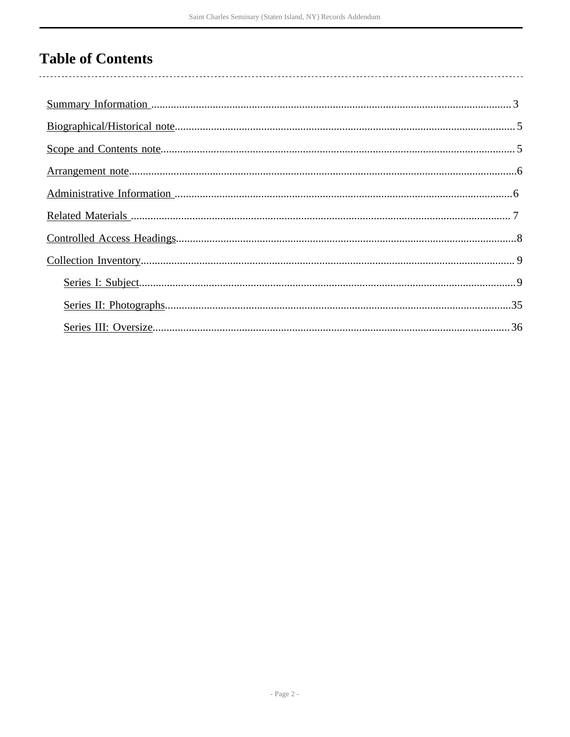# Table of Contents

- Summary Information ... 3
- Biographical/Historical note ... 5
- Scope and Contents note ... 5
- Arrangement note ... 6
- Administrative Information ... 6
- Related Materials ... 7
- Controlled Access Headings ... 8
- Collection Inventory ... 9
  - Series I: Subject ... 9
  - Series II: Photographs ... 35
  - Series III: Oversize ... 36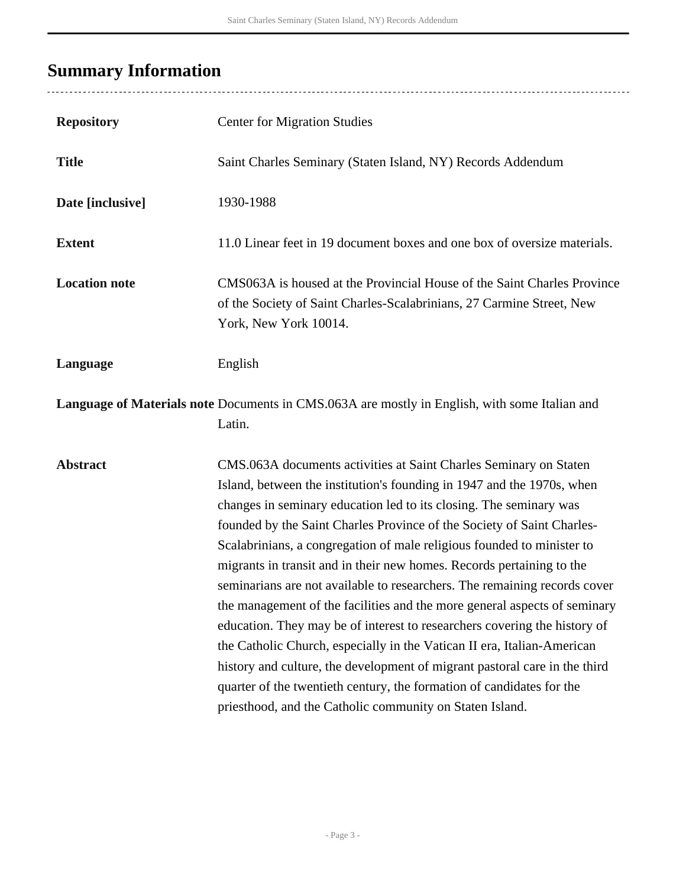## Summary Information

| | |
|---|---|
| **Repository** | Center for Migration Studies |
| **Title** | Saint Charles Seminary (Staten Island, NY) Records Addendum |
| **Date [inclusive]** | 1930-1988 |
| **Extent** | 11.0 Linear feet in 19 document boxes and one box of oversize materials. |
| **Location note** | CMS063A is housed at the Provincial House of the Saint Charles Province of the Society of Saint Charles-Scalabrinians, 27 Carmine Street, New York, New York 10014. |
| **Language** | English |
| **Language of Materials note** | Documents in CMS.063A are mostly in English, with some Italian and Latin. |
| **Abstract** | CMS.063A documents activities at Saint Charles Seminary on Staten Island, between the institution's founding in 1947 and the 1970s, when changes in seminary education led to its closing. The seminary was founded by the Saint Charles Province of the Society of Saint Charles-Scalabrinians, a congregation of male religious founded to minister to migrants in transit and in their new homes. Records pertaining to the seminarians are not available to researchers. The remaining records cover the management of the facilities and the more general aspects of seminary education. They may be of interest to researchers covering the history of the Catholic Church, especially in the Vatican II era, Italian-American history and culture, the development of migrant pastoral care in the third quarter of the twentieth century, the formation of candidates for the priesthood, and the Catholic community on Staten Island. |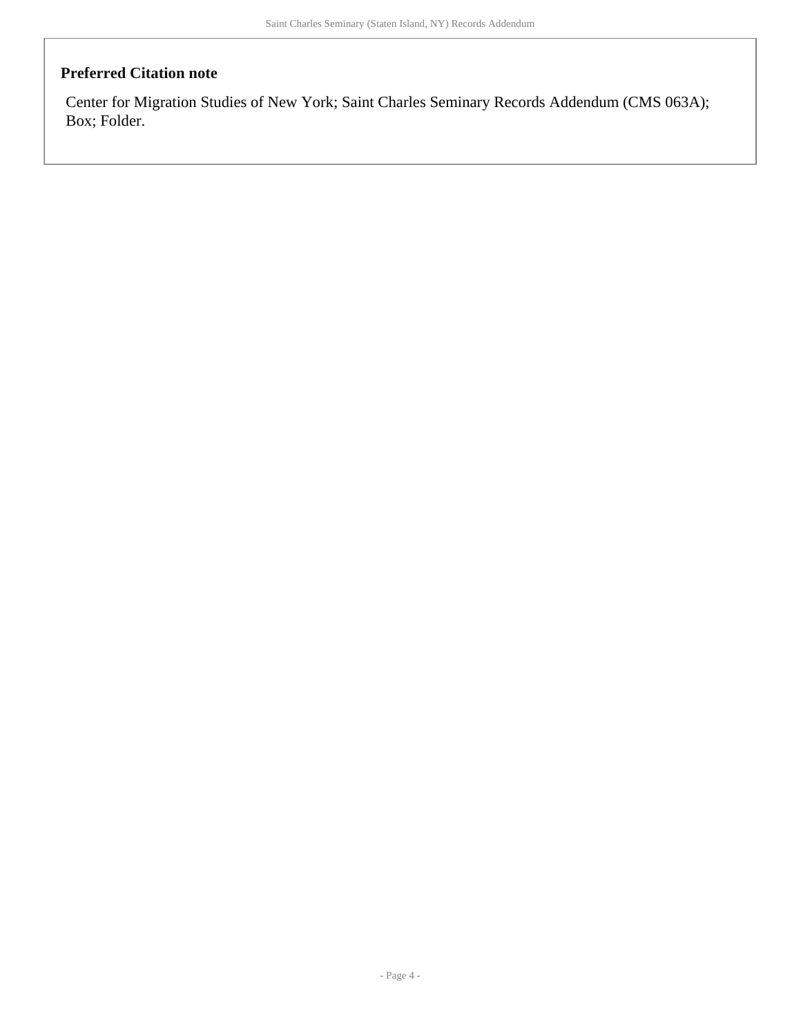### Preferred Citation note

Center for Migration Studies of New York; Saint Charles Seminary Records Addendum (CMS 063A); Box; Folder.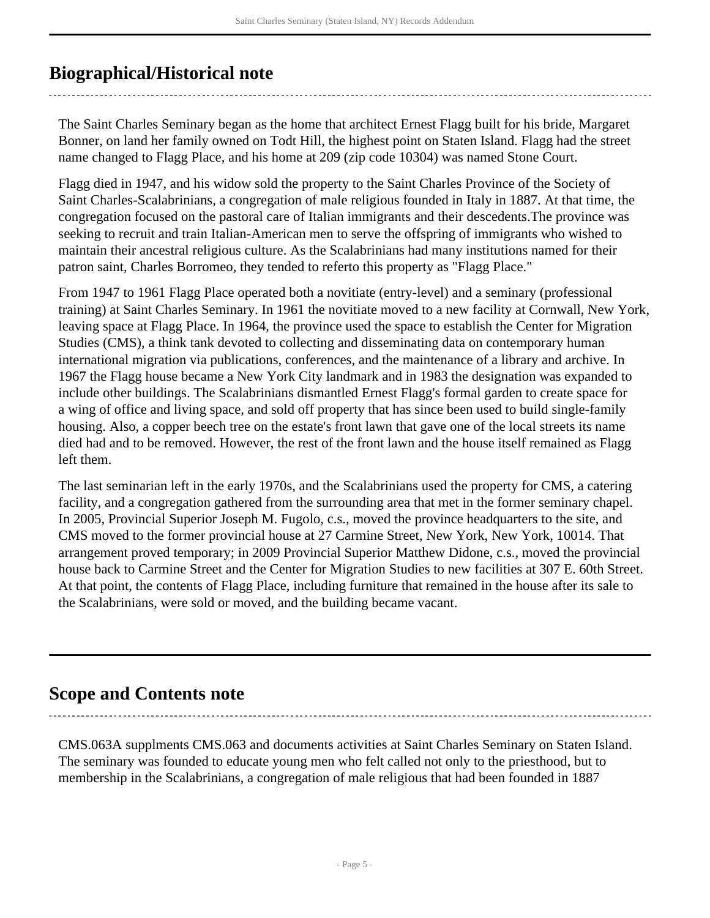## Biographical/Historical note

The Saint Charles Seminary began as the home that architect Ernest Flagg built for his bride, Margaret Bonner, on land her family owned on Todt Hill, the highest point on Staten Island. Flagg had the street name changed to Flagg Place, and his home at 209 (zip code 10304) was named Stone Court.

Flagg died in 1947, and his widow sold the property to the Saint Charles Province of the Society of Saint Charles-Scalabrinians, a congregation of male religious founded in Italy in 1887. At that time, the congregation focused on the pastoral care of Italian immigrants and their descedents.The province was seeking to recruit and train Italian-American men to serve the offspring of immigrants who wished to maintain their ancestral religious culture. As the Scalabrinians had many institutions named for their patron saint, Charles Borromeo, they tended to referto this property as "Flagg Place."

From 1947 to 1961 Flagg Place operated both a novitiate (entry-level) and a seminary (professional training) at Saint Charles Seminary. In 1961 the novitiate moved to a new facility at Cornwall, New York, leaving space at Flagg Place. In 1964, the province used the space to establish the Center for Migration Studies (CMS), a think tank devoted to collecting and disseminating data on contemporary human international migration via publications, conferences, and the maintenance of a library and archive. In 1967 the Flagg house became a New York City landmark and in 1983 the designation was expanded to include other buildings. The Scalabrinians dismantled Ernest Flagg's formal garden to create space for a wing of office and living space, and sold off property that has since been used to build single-family housing. Also, a copper beech tree on the estate's front lawn that gave one of the local streets its name died had and to be removed. However, the rest of the front lawn and the house itself remained as Flagg left them.

The last seminarian left in the early 1970s, and the Scalabrinians used the property for CMS, a catering facility, and a congregation gathered from the surrounding area that met in the former seminary chapel. In 2005, Provincial Superior Joseph M. Fugolo, c.s., moved the province headquarters to the site, and CMS moved to the former provincial house at 27 Carmine Street, New York, New York, 10014. That arrangement proved temporary; in 2009 Provincial Superior Matthew Didone, c.s., moved the provincial house back to Carmine Street and the Center for Migration Studies to new facilities at 307 E. 60th Street. At that point, the contents of Flagg Place, including furniture that remained in the house after its sale to the Scalabrinians, were sold or moved, and the building became vacant.

## Scope and Contents note

CMS.063A supplments CMS.063 and documents activities at Saint Charles Seminary on Staten Island. The seminary was founded to educate young men who felt called not only to the priesthood, but to membership in the Scalabrinians, a congregation of male religious that had been founded in 1887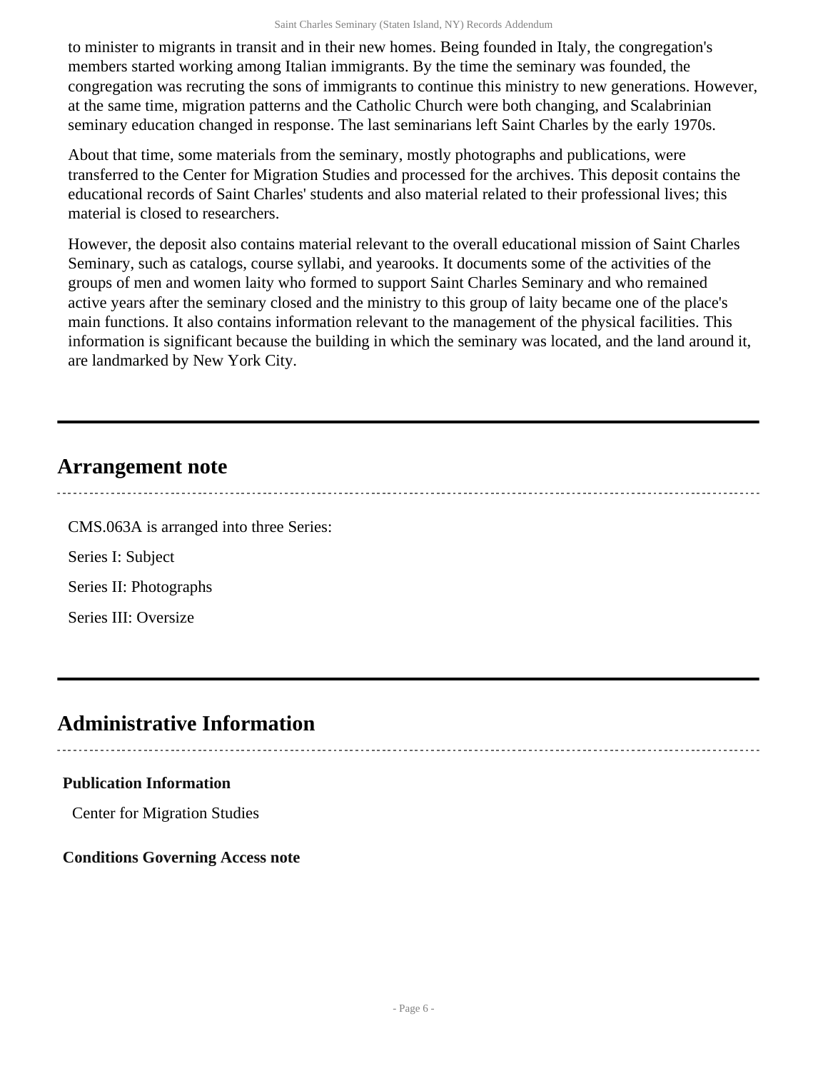to minister to migrants in transit and in their new homes. Being founded in Italy, the congregation's members started working among Italian immigrants. By the time the seminary was founded, the congregation was recruting the sons of immigrants to continue this ministry to new generations. However, at the same time, migration patterns and the Catholic Church were both changing, and Scalabrinian seminary education changed in response. The last seminarians left Saint Charles by the early 1970s.

About that time, some materials from the seminary, mostly photographs and publications, were transferred to the Center for Migration Studies and processed for the archives. This deposit contains the educational records of Saint Charles' students and also material related to their professional lives; this material is closed to researchers.

However, the deposit also contains material relevant to the overall educational mission of Saint Charles Seminary, such as catalogs, course syllabi, and yearooks. It documents some of the activities of the groups of men and women laity who formed to support Saint Charles Seminary and who remained active years after the seminary closed and the ministry to this group of laity became one of the place's main functions. It also contains information relevant to the management of the physical facilities. This information is significant because the building in which the seminary was located, and the land around it, are landmarked by New York City.

## Arrangement note

CMS.063A is arranged into three Series:

Series I: Subject

Series II: Photographs

Series III: Oversize

## Administrative Information

### Publication Information

Center for Migration Studies

### Conditions Governing Access note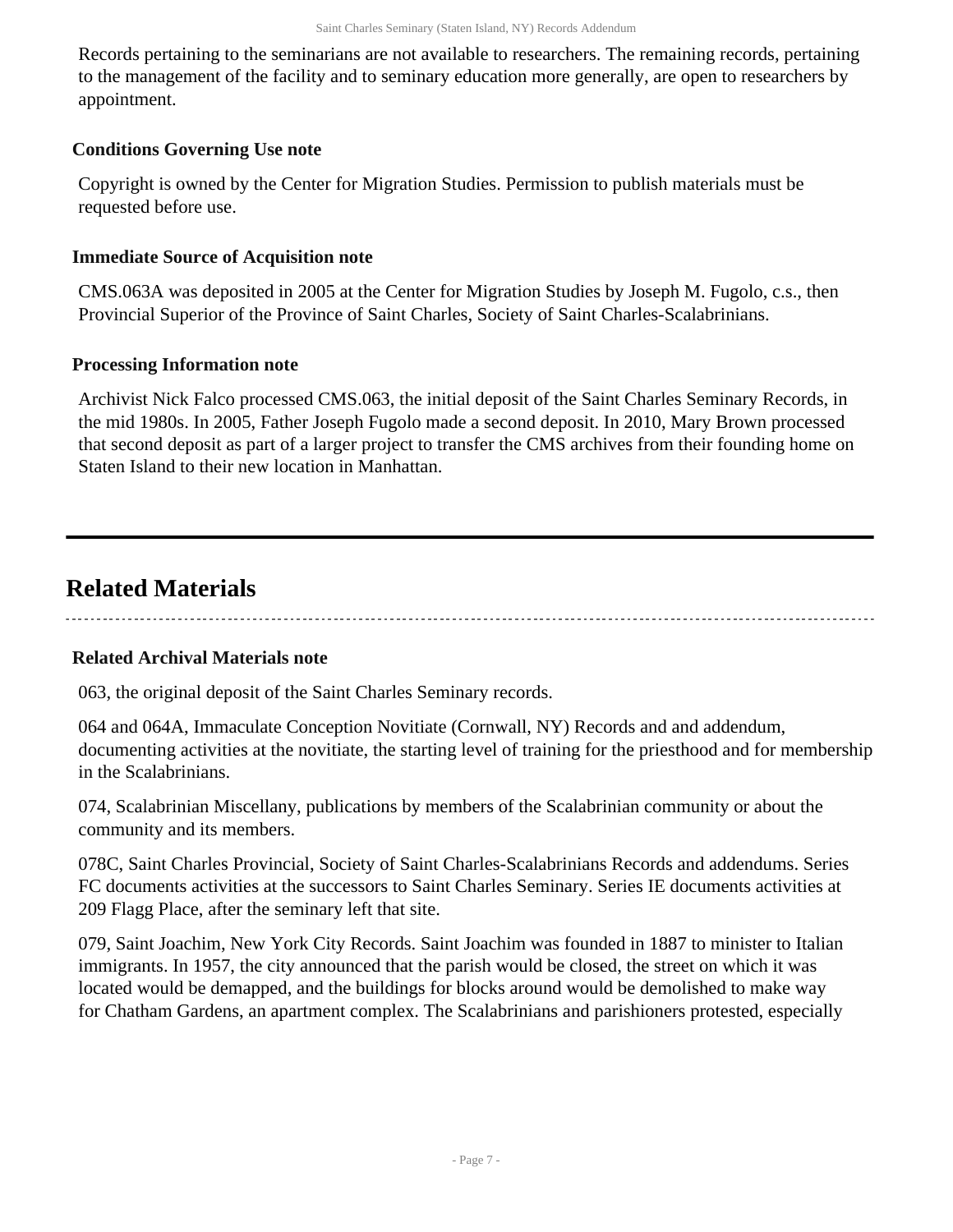Records pertaining to the seminarians are not available to researchers. The remaining records, pertaining to the management of the facility and to seminary education more generally, are open to researchers by appointment.

### Conditions Governing Use note

Copyright is owned by the Center for Migration Studies. Permission to publish materials must be requested before use.

### Immediate Source of Acquisition note

CMS.063A was deposited in 2005 at the Center for Migration Studies by Joseph M. Fugolo, c.s., then Provincial Superior of the Province of Saint Charles, Society of Saint Charles-Scalabrinians.

### Processing Information note

Archivist Nick Falco processed CMS.063, the initial deposit of the Saint Charles Seminary Records, in the mid 1980s. In 2005, Father Joseph Fugolo made a second deposit. In 2010, Mary Brown processed that second deposit as part of a larger project to transfer the CMS archives from their founding home on Staten Island to their new location in Manhattan.

## Related Materials

### Related Archival Materials note

063, the original deposit of the Saint Charles Seminary records.

064 and 064A, Immaculate Conception Novitiate (Cornwall, NY) Records and and addendum, documenting activities at the novitiate, the starting level of training for the priesthood and for membership in the Scalabrinians.

074, Scalabrinian Miscellany, publications by members of the Scalabrinian community or about the community and its members.

078C, Saint Charles Provincial, Society of Saint Charles-Scalabrinians Records and addendums. Series FC documents activities at the successors to Saint Charles Seminary. Series IE documents activities at 209 Flagg Place, after the seminary left that site.

079, Saint Joachim, New York City Records. Saint Joachim was founded in 1887 to minister to Italian immigrants. In 1957, the city announced that the parish would be closed, the street on which it was located would be demapped, and the buildings for blocks around would be demolished to make way for Chatham Gardens, an apartment complex. The Scalabrinians and parishioners protested, especially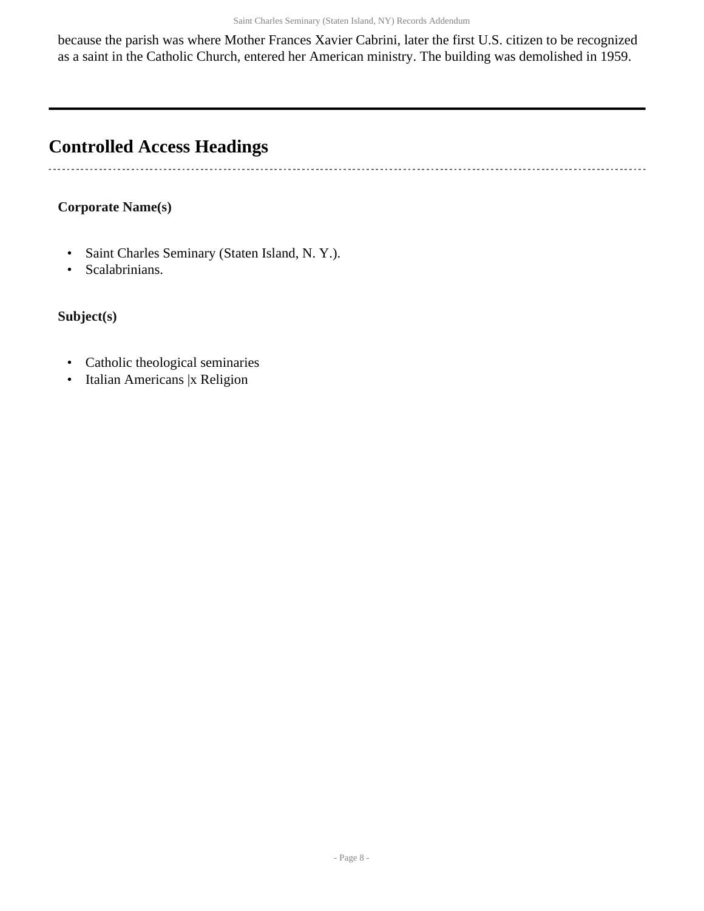because the parish was where Mother Frances Xavier Cabrini, later the first U.S. citizen to be recognized as a saint in the Catholic Church, entered her American ministry. The building was demolished in 1959.

---

## Controlled Access Headings

**Corporate Name(s)**

- Saint Charles Seminary (Staten Island, N. Y.).
- Scalabrinians.

**Subject(s)**

- Catholic theological seminaries
- Italian Americans |x Religion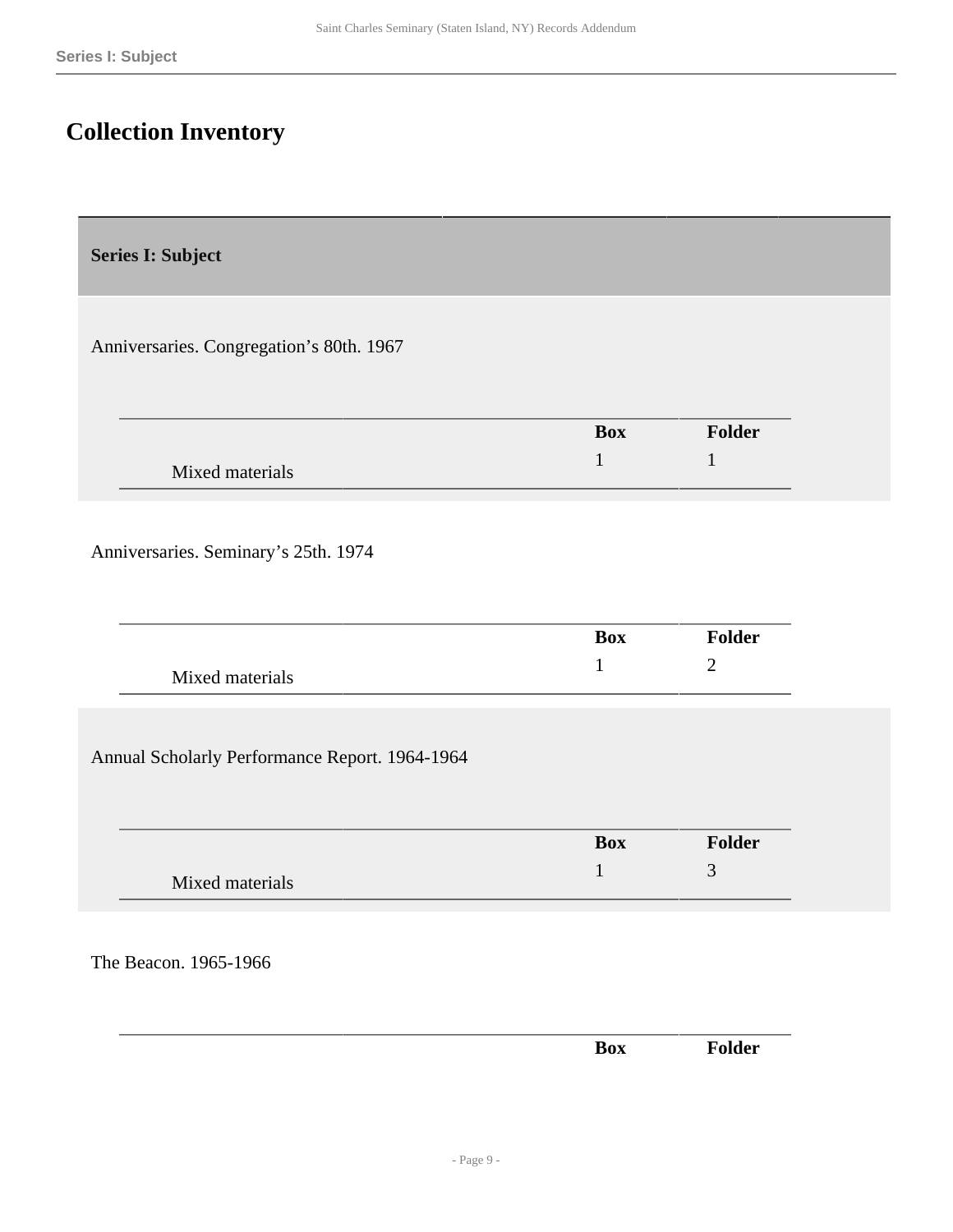# Collection Inventory

## Series I: Subject

Anniversaries. Congregation’s 80th. 1967

| | Box | Folder |
|---|---|---|
| Mixed materials | 1 | 1 |

Anniversaries. Seminary’s 25th. 1974

| | Box | Folder |
|---|---|---|
| Mixed materials | 1 | 2 |

Annual Scholarly Performance Report. 1964-1964

| | Box | Folder |
|---|---|---|
| Mixed materials | 1 | 3 |

The Beacon. 1965-1966

| | Box | Folder |
|---|---|---|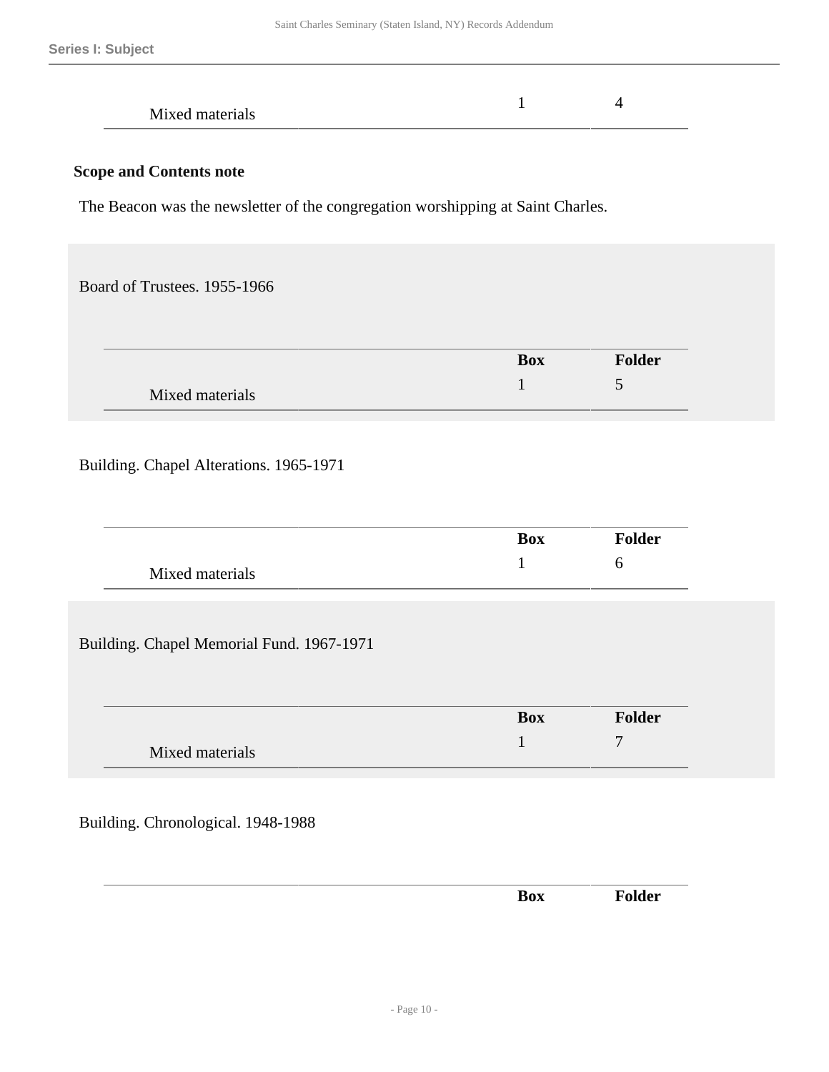| | Box | Folder |
|---|---|---|
| Mixed materials | 1 | 4 |

**Scope and Contents note**

The Beacon was the newsletter of the congregation worshipping at Saint Charles.

Board of Trustees. 1955-1966

| | Box | Folder |
|---|---|---|
| Mixed materials | 1 | 5 |

Building. Chapel Alterations. 1965-1971

| | Box | Folder |
|---|---|---|
| Mixed materials | 1 | 6 |

Building. Chapel Memorial Fund. 1967-1971

| | Box | Folder |
|---|---|---|
| Mixed materials | 1 | 7 |

Building. Chronological. 1948-1988

| | Box | Folder |
|---|---|---|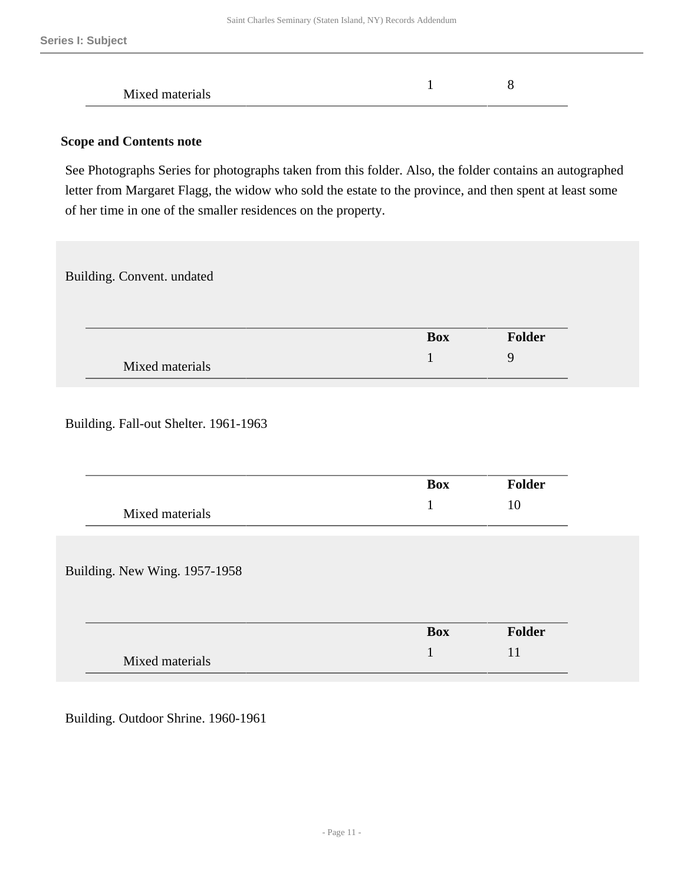| | Box | Folder |
|---|---|---|
| Mixed materials | 1 | 8 |

**Scope and Contents note**

See Photographs Series for photographs taken from this folder. Also, the folder contains an autographed letter from Margaret Flagg, the widow who sold the estate to the province, and then spent at least some of her time in one of the smaller residences on the property.

Building. Convent. undated

| | Box | Folder |
|---|---|---|
| Mixed materials | 1 | 9 |

Building. Fall-out Shelter. 1961-1963

| | Box | Folder |
|---|---|---|
| Mixed materials | 1 | 10 |

Building. New Wing. 1957-1958

| | Box | Folder |
|---|---|---|
| Mixed materials | 1 | 11 |

Building. Outdoor Shrine. 1960-1961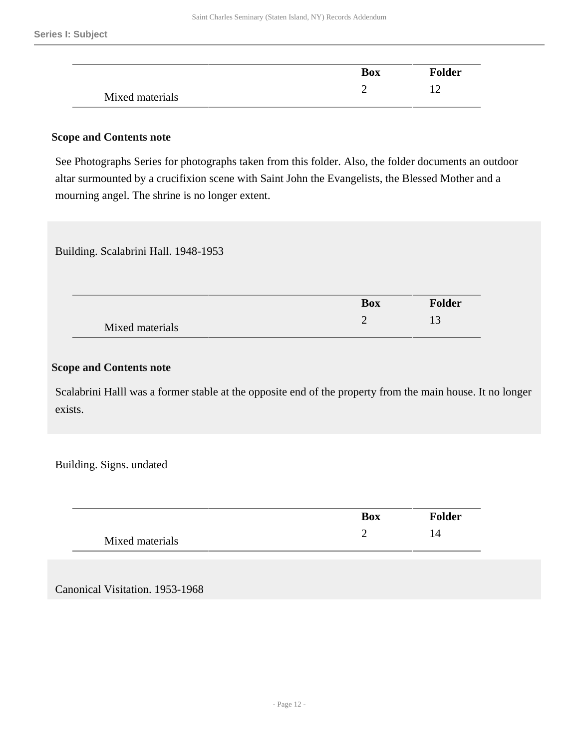| | Box | Folder |
|---|---|---|
| Mixed materials | 2 | 12 |

**Scope and Contents note**

See Photographs Series for photographs taken from this folder. Also, the folder documents an outdoor altar surmounted by a crucifixion scene with Saint John the Evangelists, the Blessed Mother and a mourning angel. The shrine is no longer extent.

Building. Scalabrini Hall. 1948-1953

| | Box | Folder |
|---|---|---|
| Mixed materials | 2 | 13 |

**Scope and Contents note**

Scalabrini Halll was a former stable at the opposite end of the property from the main house. It no longer exists.

Building. Signs. undated

| | Box | Folder |
|---|---|---|
| Mixed materials | 2 | 14 |

Canonical Visitation. 1953-1968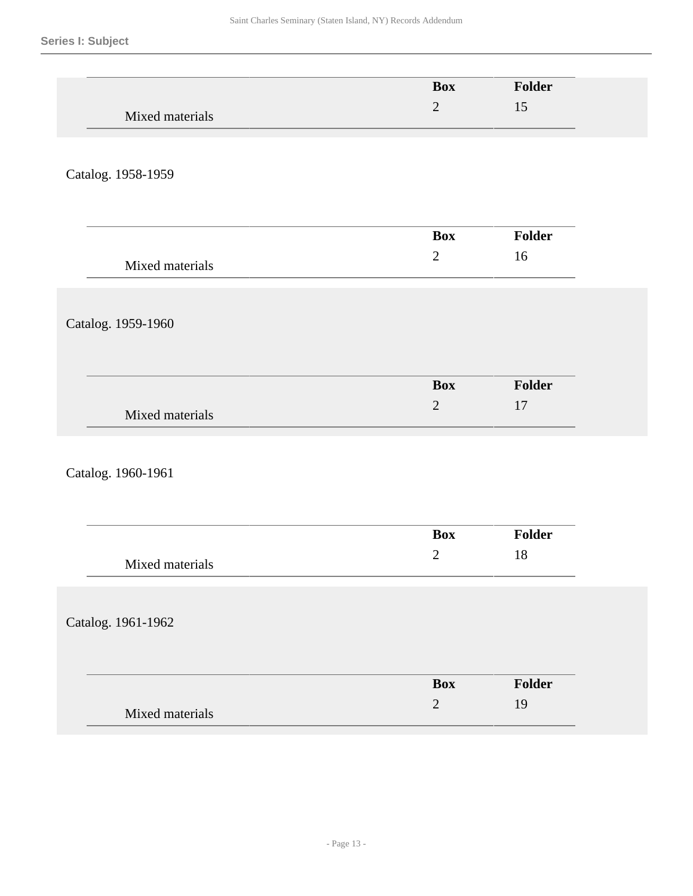## Series I: Subject

| | Box | Folder |
| --- | --- | --- |
| Mixed materials | 2 | 15 |

Catalog. 1958-1959

| | Box | Folder |
| --- | --- | --- |
| Mixed materials | 2 | 16 |

Catalog. 1959-1960

| | Box | Folder |
| --- | --- | --- |
| Mixed materials | 2 | 17 |

Catalog. 1960-1961

| | Box | Folder |
| --- | --- | --- |
| Mixed materials | 2 | 18 |

Catalog. 1961-1962

| | Box | Folder |
| --- | --- | --- |
| Mixed materials | 2 | 19 |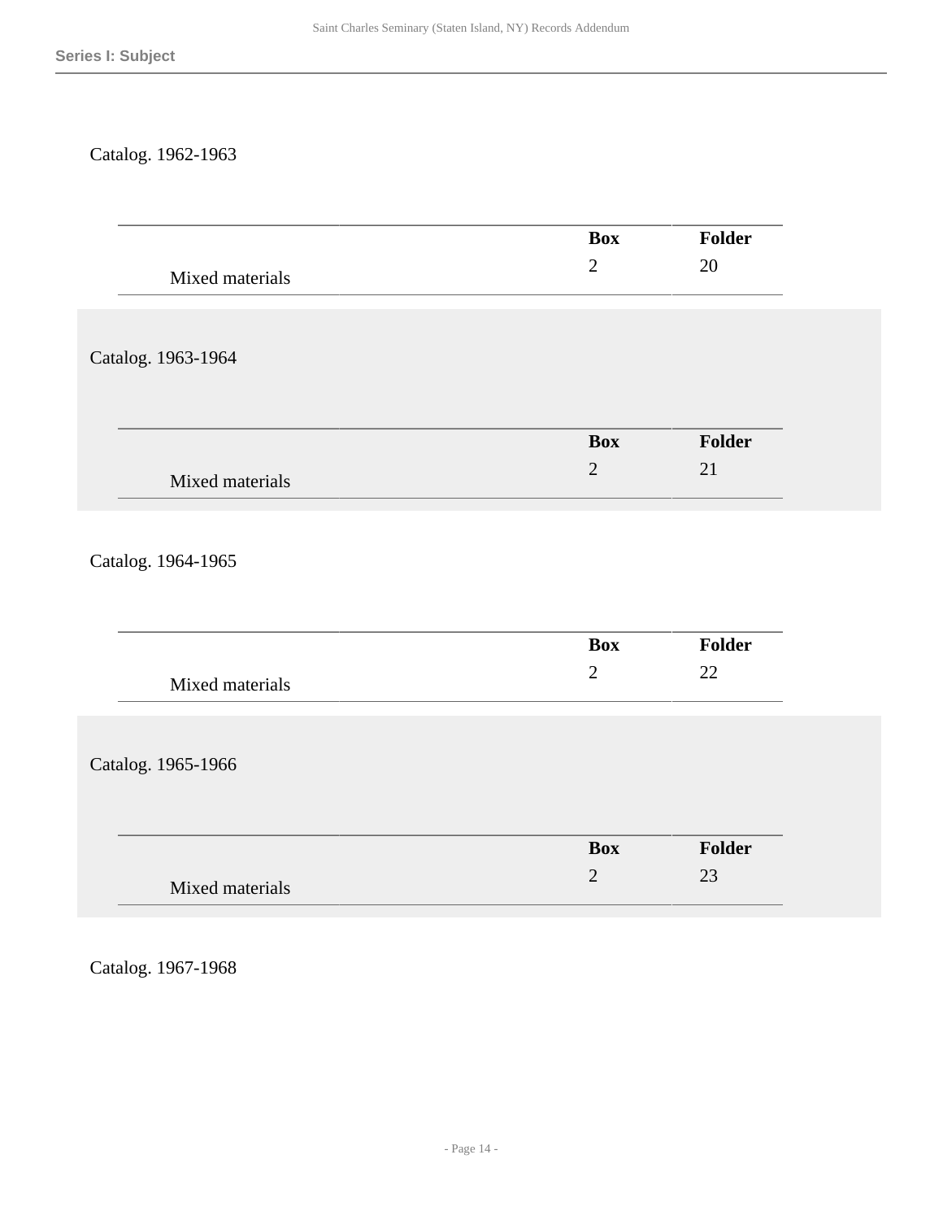Catalog. 1962-1963

| | Box | Folder |
|---|---|---|
| Mixed materials | 2 | 20 |

Catalog. 1963-1964

| | Box | Folder |
|---|---|---|
| Mixed materials | 2 | 21 |

Catalog. 1964-1965

| | Box | Folder |
|---|---|---|
| Mixed materials | 2 | 22 |

Catalog. 1965-1966

| | Box | Folder |
|---|---|---|
| Mixed materials | 2 | 23 |

Catalog. 1967-1968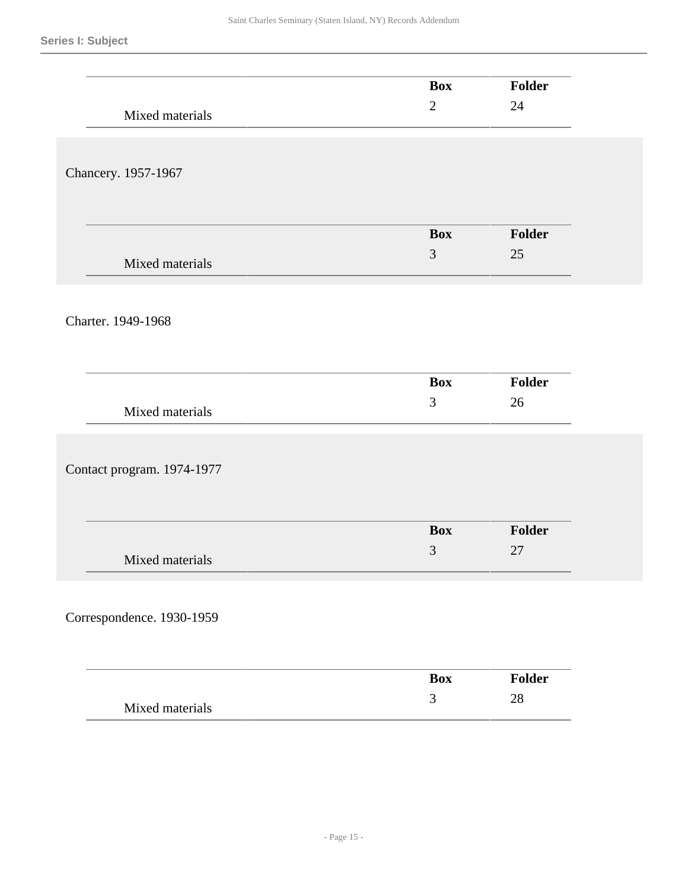| | Box | Folder |
|---|---|---|
| Mixed materials | 2 | 24 |

Chancery. 1957-1967

| | Box | Folder |
|---|---|---|
| Mixed materials | 3 | 25 |

Charter. 1949-1968

| | Box | Folder |
|---|---|---|
| Mixed materials | 3 | 26 |

Contact program. 1974-1977

| | Box | Folder |
|---|---|---|
| Mixed materials | 3 | 27 |

Correspondence. 1930-1959

| | Box | Folder |
|---|---|---|
| Mixed materials | 3 | 28 |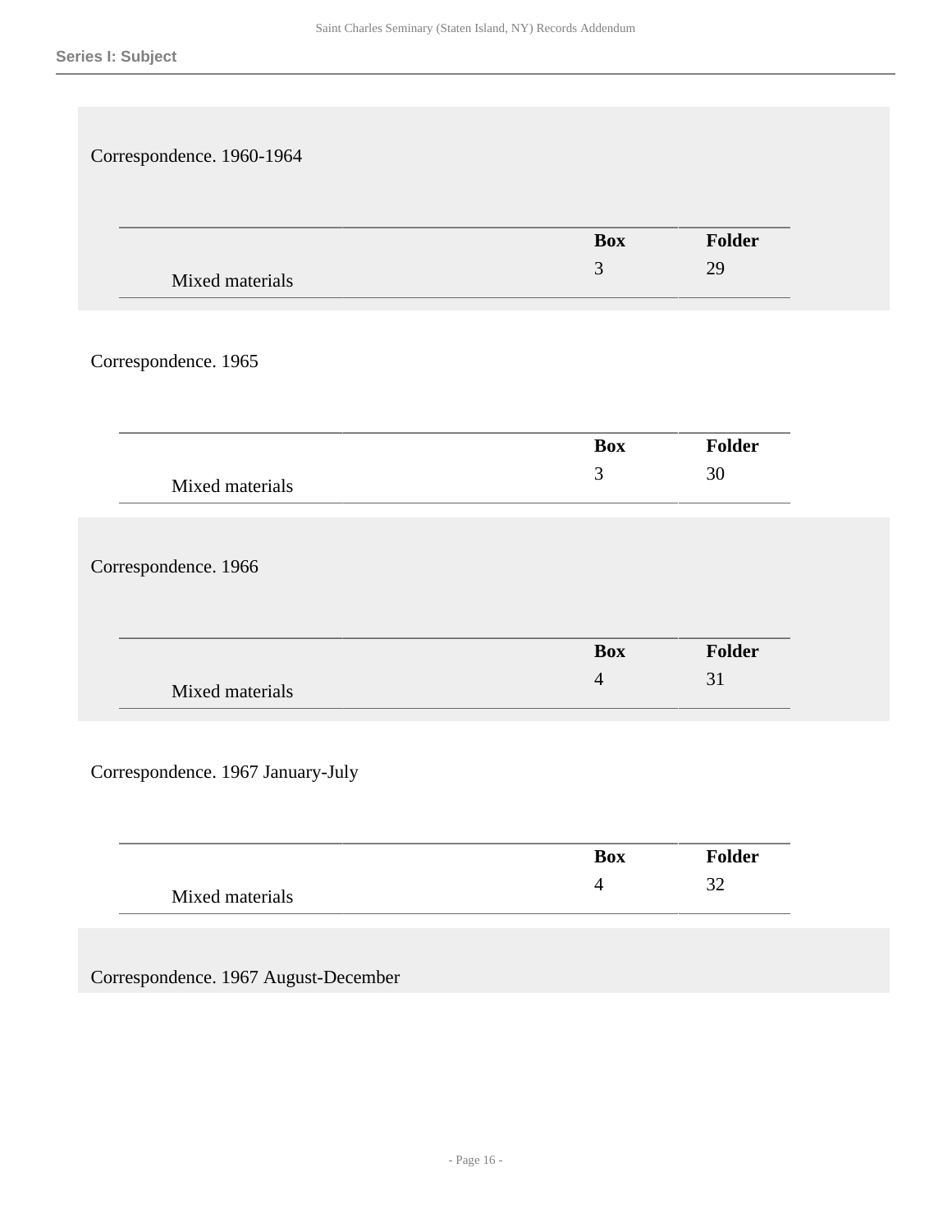## Series I: Subject

Correspondence. 1960-1964

| | Box | Folder |
|---|---|---|
| Mixed materials | 3 | 29 |

Correspondence. 1965

| | Box | Folder |
|---|---|---|
| Mixed materials | 3 | 30 |

Correspondence. 1966

| | Box | Folder |
|---|---|---|
| Mixed materials | 4 | 31 |

Correspondence. 1967 January-July

| | Box | Folder |
|---|---|---|
| Mixed materials | 4 | 32 |

Correspondence. 1967 August-December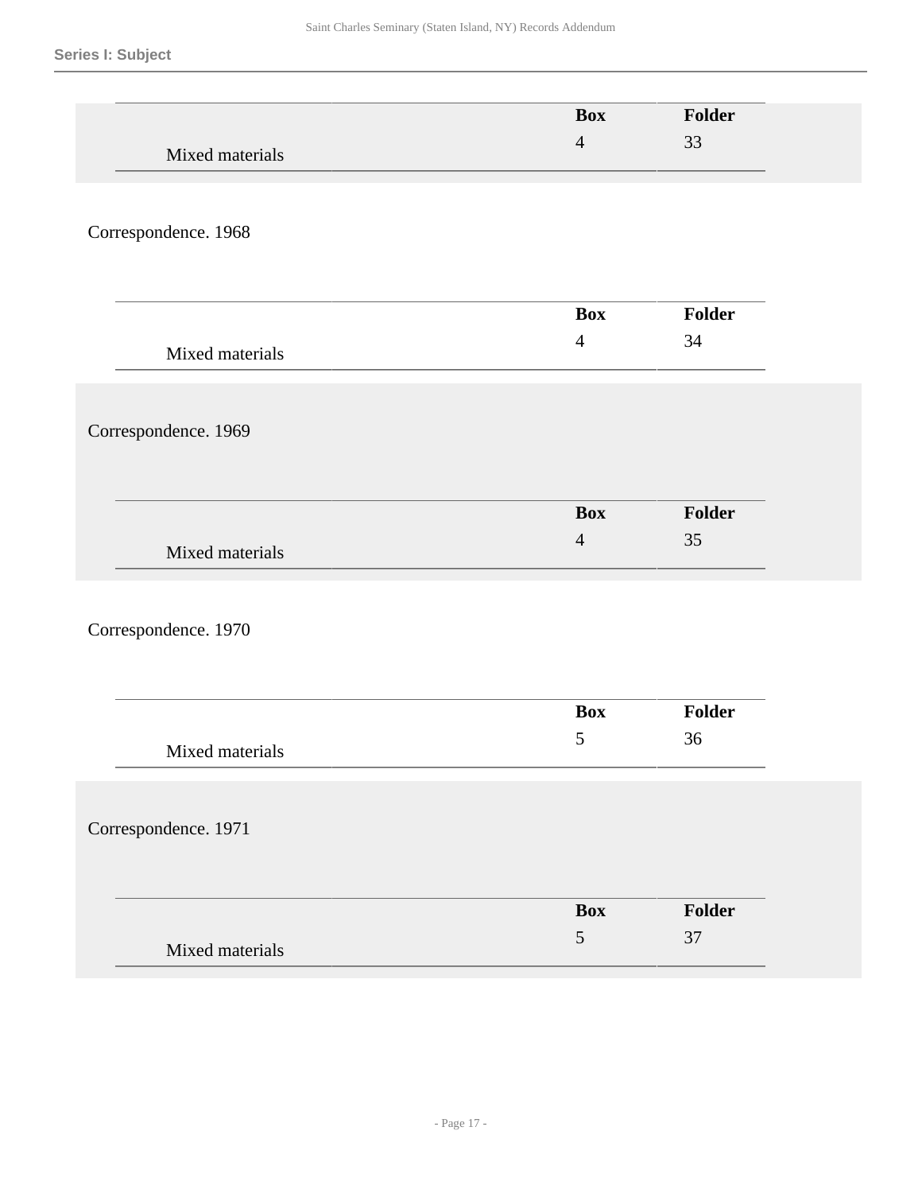| | Box | Folder |
|---|---|---|
| Mixed materials | 4 | 33 |

Correspondence. 1968

| | Box | Folder |
|---|---|---|
| Mixed materials | 4 | 34 |

Correspondence. 1969

| | Box | Folder |
|---|---|---|
| Mixed materials | 4 | 35 |

Correspondence. 1970

| | Box | Folder |
|---|---|---|
| Mixed materials | 5 | 36 |

Correspondence. 1971

| | Box | Folder |
|---|---|---|
| Mixed materials | 5 | 37 |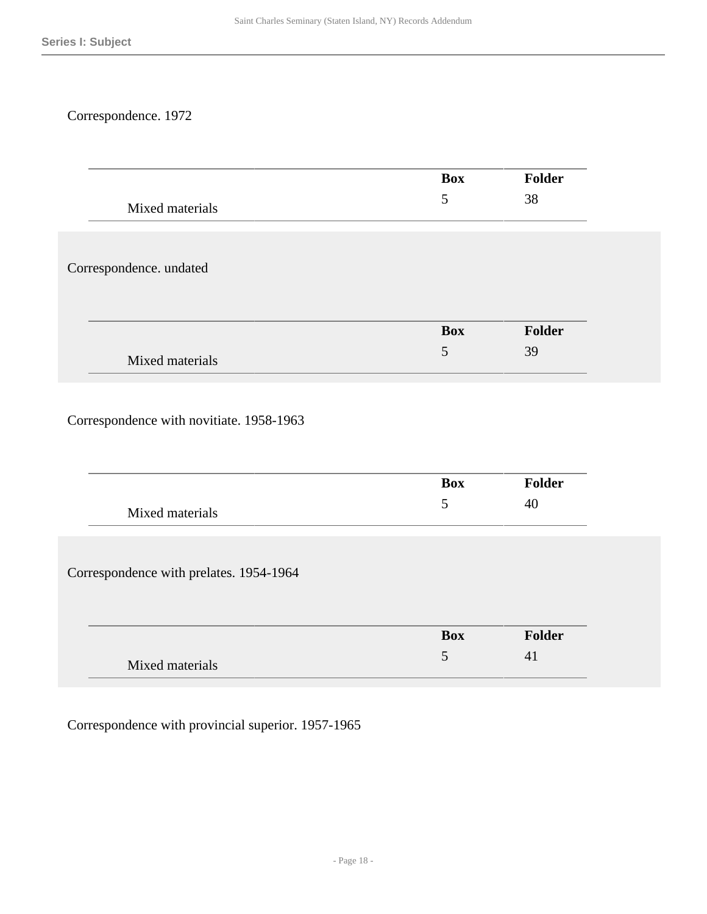Correspondence. 1972

| | Box | Folder |
|---|---|---|
| Mixed materials | 5 | 38 |

Correspondence. undated

| | Box | Folder |
|---|---|---|
| Mixed materials | 5 | 39 |

Correspondence with novitiate. 1958-1963

| | Box | Folder |
|---|---|---|
| Mixed materials | 5 | 40 |

Correspondence with prelates. 1954-1964

| | Box | Folder |
|---|---|---|
| Mixed materials | 5 | 41 |

Correspondence with provincial superior. 1957-1965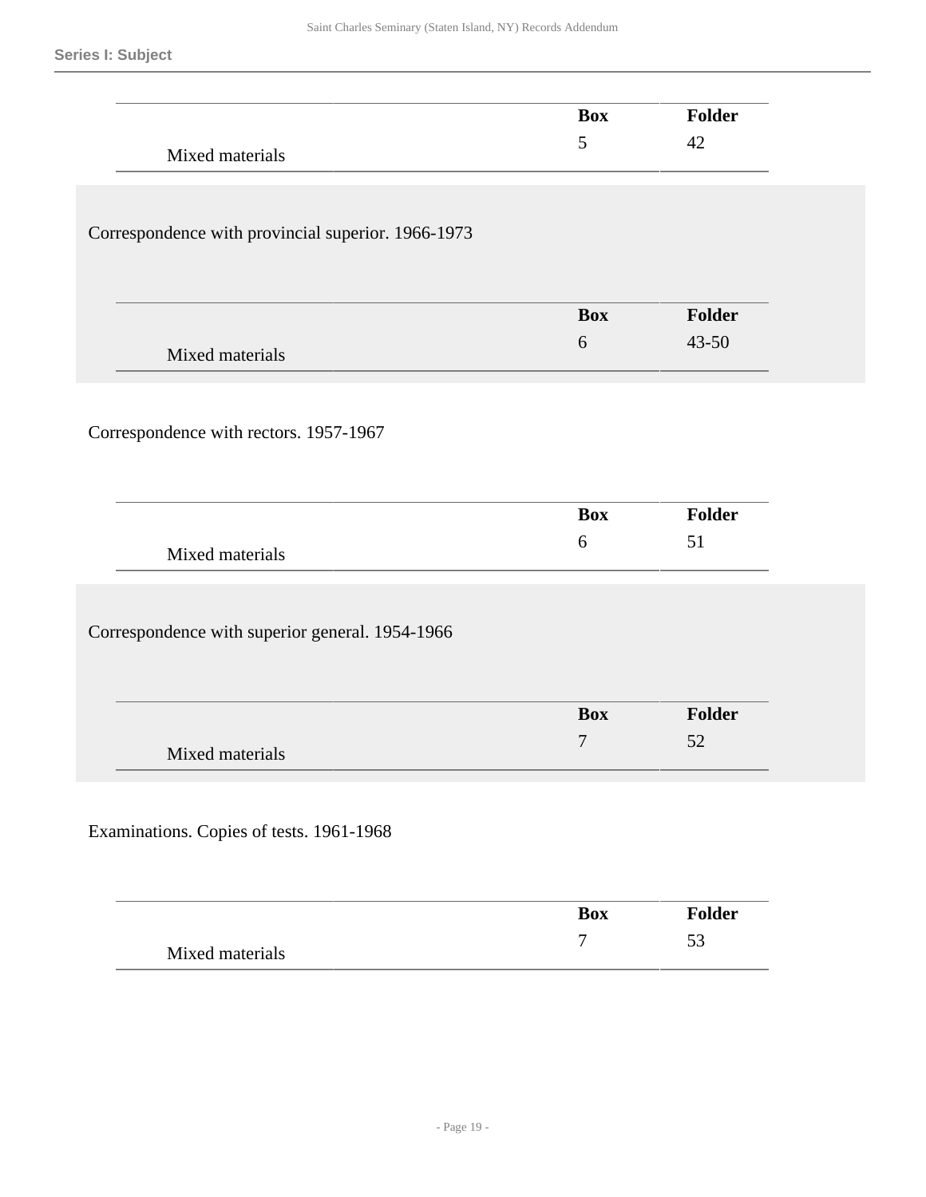| | Box | Folder |
|---|---|---|
| Mixed materials | 5 | 42 |

Correspondence with provincial superior. 1966-1973

| | Box | Folder |
|---|---|---|
| Mixed materials | 6 | 43-50 |

Correspondence with rectors. 1957-1967

| | Box | Folder |
|---|---|---|
| Mixed materials | 6 | 51 |

Correspondence with superior general. 1954-1966

| | Box | Folder |
|---|---|---|
| Mixed materials | 7 | 52 |

Examinations. Copies of tests. 1961-1968

| | Box | Folder |
|---|---|---|
| Mixed materials | 7 | 53 |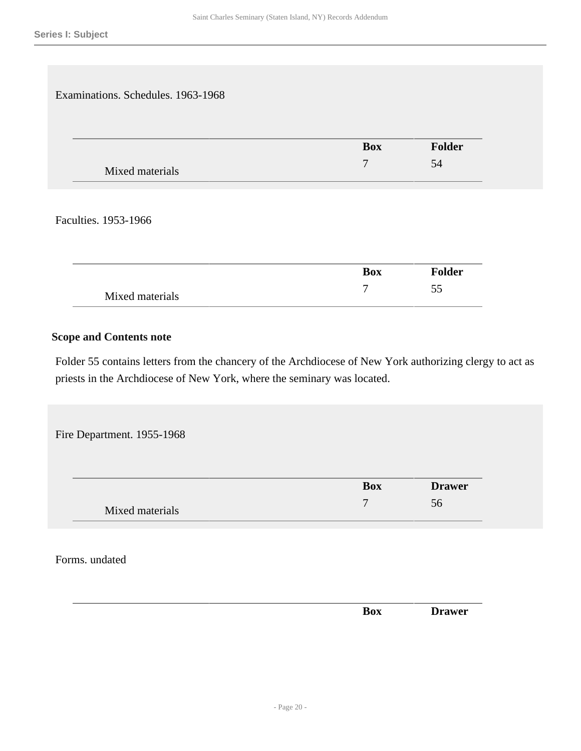## Series I: Subject

Examinations. Schedules. 1963-1968

| | Box | Folder |
|---|---|---|
| Mixed materials | 7 | 54 |

Faculties. 1953-1966

| | Box | Folder |
|---|---|---|
| Mixed materials | 7 | 55 |

**Scope and Contents note**

Folder 55 contains letters from the chancery of the Archdiocese of New York authorizing clergy to act as priests in the Archdiocese of New York, where the seminary was located.

Fire Department. 1955-1968

| | Box | Drawer |
|---|---|---|
| Mixed materials | 7 | 56 |

Forms. undated

| | Box | Drawer |
|---|---|---|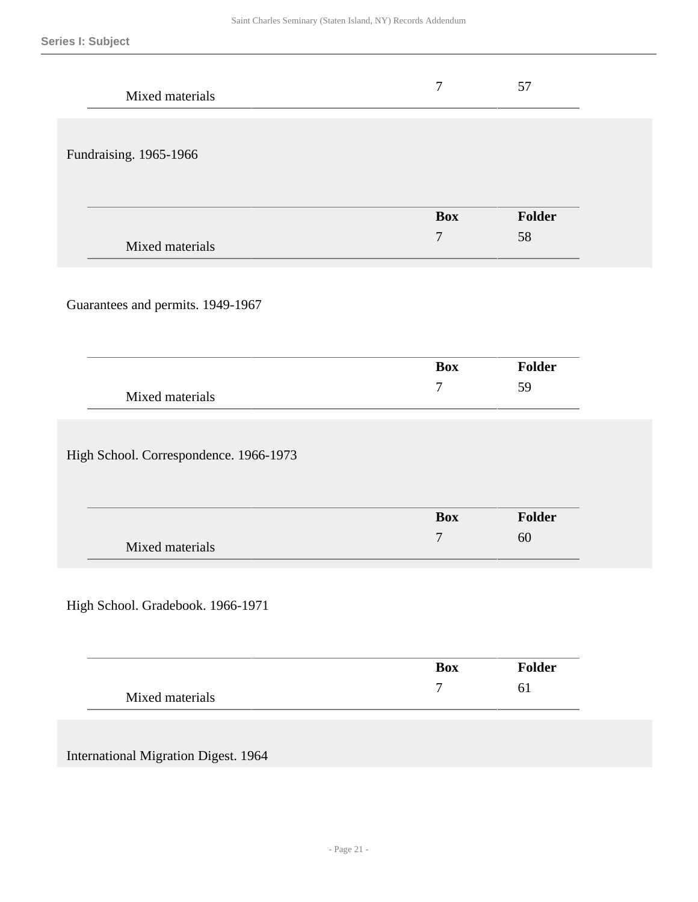| | Box | Folder |
|---|---|---|
| Mixed materials | 7 | 57 |

Fundraising. 1965-1966

| | Box | Folder |
|---|---|---|
| Mixed materials | 7 | 58 |

Guarantees and permits. 1949-1967

| | Box | Folder |
|---|---|---|
| Mixed materials | 7 | 59 |

High School. Correspondence. 1966-1973

| | Box | Folder |
|---|---|---|
| Mixed materials | 7 | 60 |

High School. Gradebook. 1966-1971

| | Box | Folder |
|---|---|---|
| Mixed materials | 7 | 61 |

International Migration Digest. 1964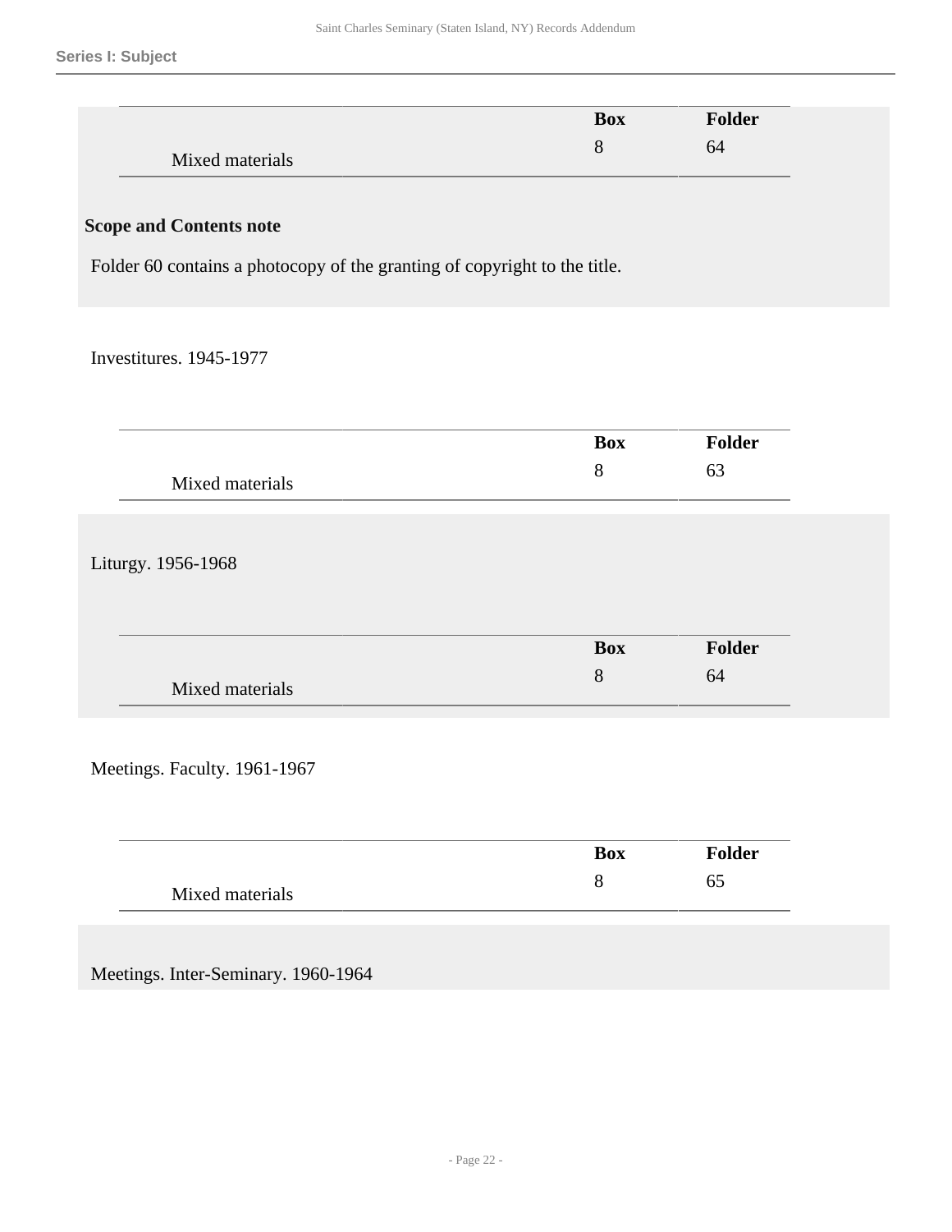| | Box | Folder |
|---|---|---|
| Mixed materials | 8 | 64 |

**Scope and Contents note**

Folder 60 contains a photocopy of the granting of copyright to the title.

Investitures. 1945-1977

| | Box | Folder |
|---|---|---|
| Mixed materials | 8 | 63 |

Liturgy. 1956-1968

| | Box | Folder |
|---|---|---|
| Mixed materials | 8 | 64 |

Meetings. Faculty. 1961-1967

| | Box | Folder |
|---|---|---|
| Mixed materials | 8 | 65 |

Meetings. Inter-Seminary. 1960-1964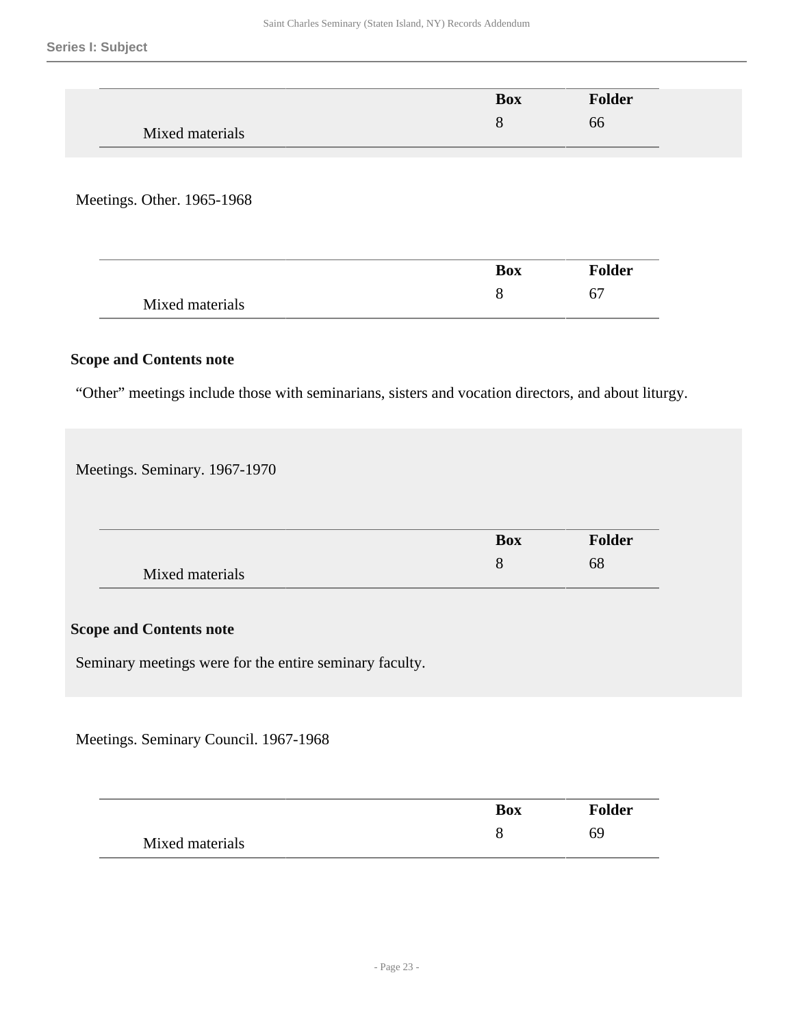Series I: Subject

| | Box | Folder |
|---|---|---|
| Mixed materials | 8 | 66 |

Meetings. Other. 1965-1968

| | Box | Folder |
|---|---|---|
| Mixed materials | 8 | 67 |

**Scope and Contents note**

“Other” meetings include those with seminarians, sisters and vocation directors, and about liturgy.

Meetings. Seminary. 1967-1970

| | Box | Folder |
|---|---|---|
| Mixed materials | 8 | 68 |

**Scope and Contents note**

Seminary meetings were for the entire seminary faculty.

Meetings. Seminary Council. 1967-1968

| | Box | Folder |
|---|---|---|
| Mixed materials | 8 | 69 |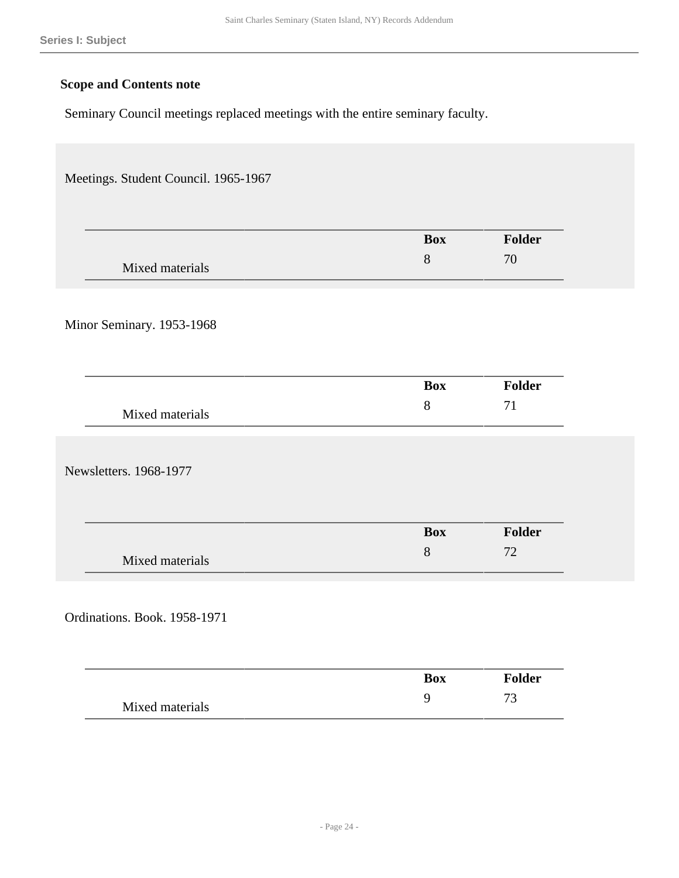**Scope and Contents note**

Seminary Council meetings replaced meetings with the entire seminary faculty.

Meetings. Student Council. 1965-1967

| | | Box | Folder |
|---|---|---|---|
| Mixed materials | | 8 | 70 |

Minor Seminary. 1953-1968

| | | Box | Folder |
|---|---|---|---|
| Mixed materials | | 8 | 71 |

Newsletters. 1968-1977

| | | Box | Folder |
|---|---|---|---|
| Mixed materials | | 8 | 72 |

Ordinations. Book. 1958-1971

| | | Box | Folder |
|---|---|---|---|
| Mixed materials | | 9 | 73 |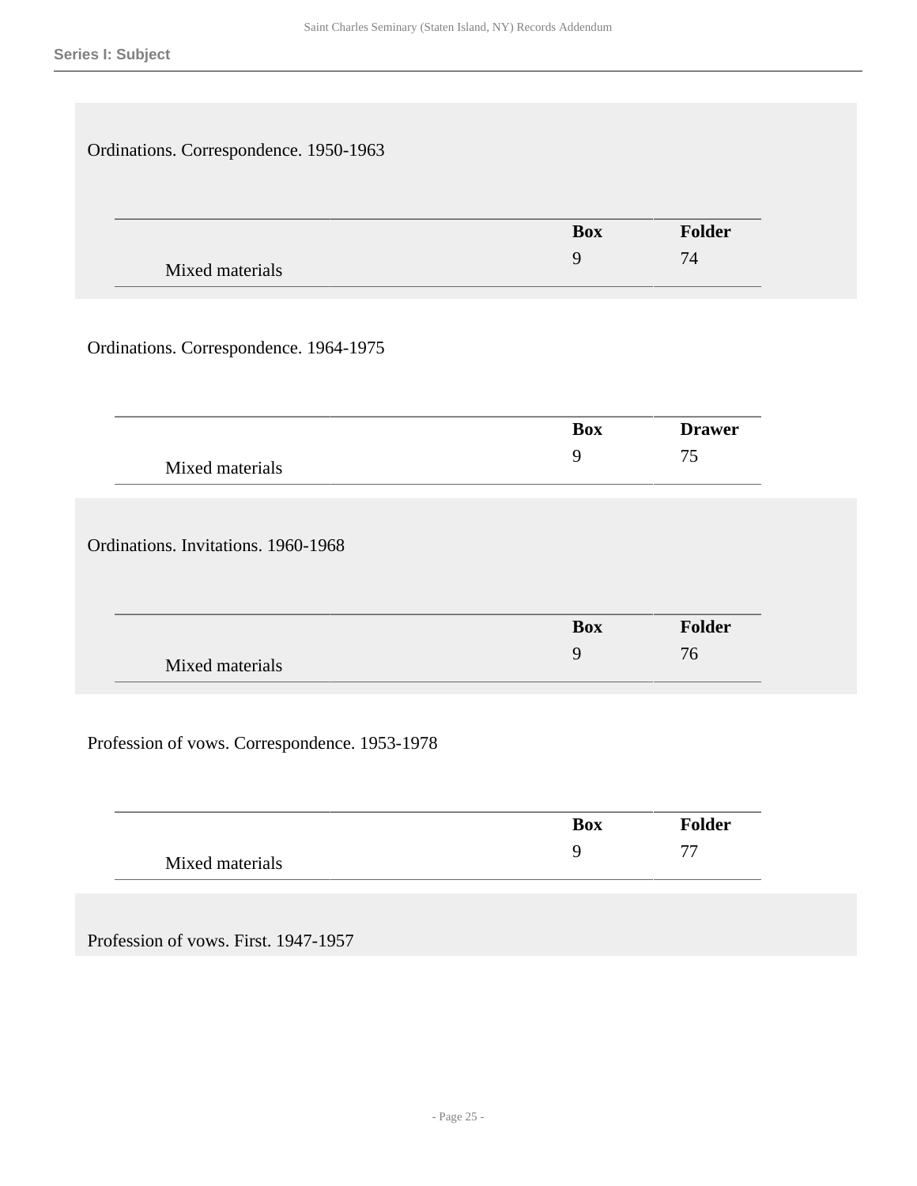Series I: Subject

Ordinations. Correspondence. 1950-1963

| | Box | Folder |
|---|---|---|
| Mixed materials | 9 | 74 |

Ordinations. Correspondence. 1964-1975

| | Box | Drawer |
|---|---|---|
| Mixed materials | 9 | 75 |

Ordinations. Invitations. 1960-1968

| | Box | Folder |
|---|---|---|
| Mixed materials | 9 | 76 |

Profession of vows. Correspondence. 1953-1978

| | Box | Folder |
|---|---|---|
| Mixed materials | 9 | 77 |

Profession of vows. First. 1947-1957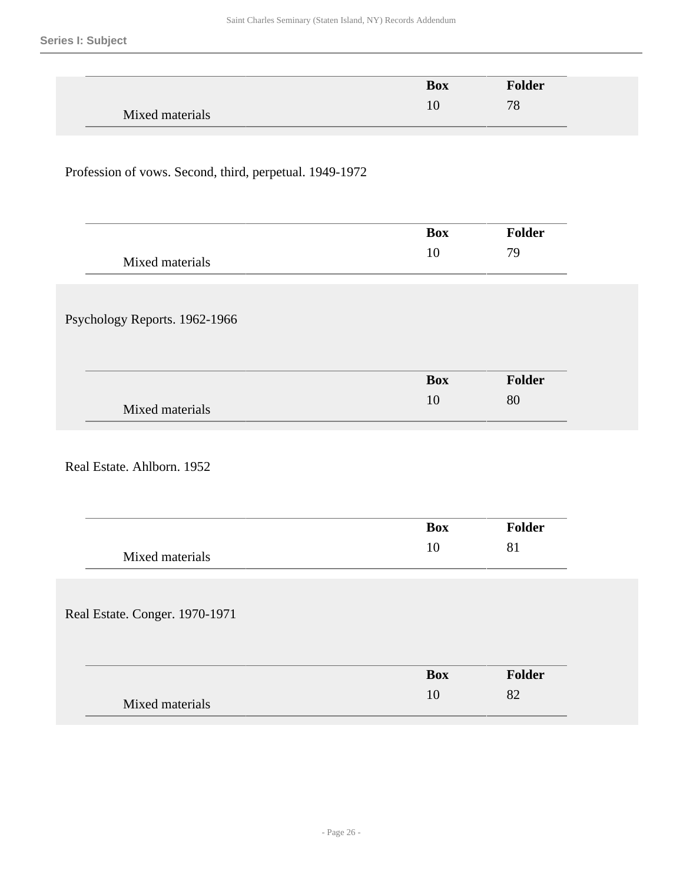| | Box | Folder |
|---|---|---|
| Mixed materials | 10 | 78 |

Profession of vows. Second, third, perpetual. 1949-1972

| | Box | Folder |
|---|---|---|
| Mixed materials | 10 | 79 |

Psychology Reports. 1962-1966

| | Box | Folder |
|---|---|---|
| Mixed materials | 10 | 80 |

Real Estate. Ahlborn. 1952

| | Box | Folder |
|---|---|---|
| Mixed materials | 10 | 81 |

Real Estate. Conger. 1970-1971

| | Box | Folder |
|---|---|---|
| Mixed materials | 10 | 82 |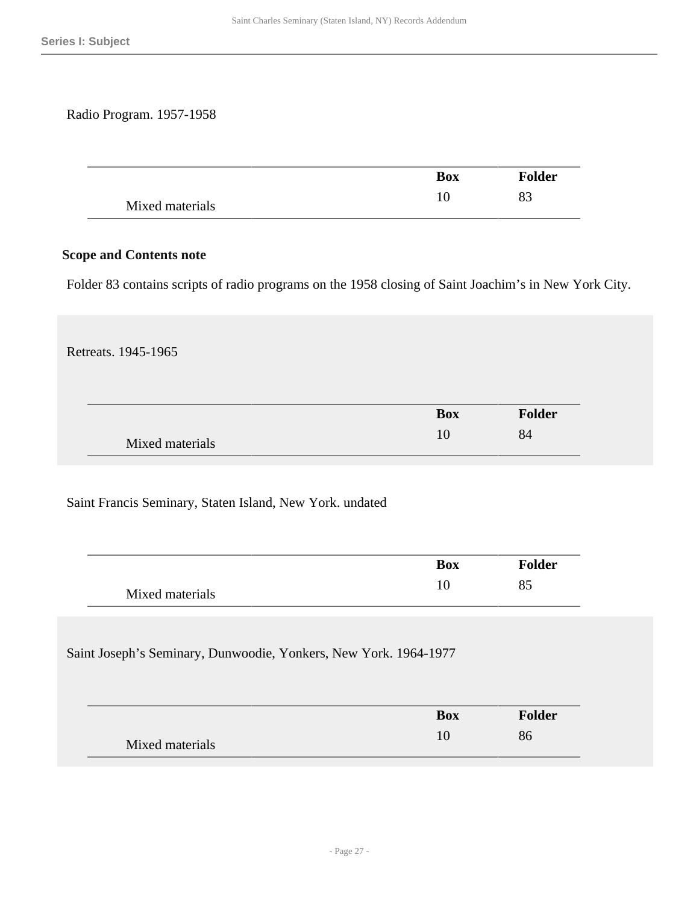Radio Program. 1957-1958

| | Box | Folder |
|---|---|---|
| Mixed materials | 10 | 83 |

**Scope and Contents note**

Folder 83 contains scripts of radio programs on the 1958 closing of Saint Joachim's in New York City.

Retreats. 1945-1965

| | Box | Folder |
|---|---|---|
| Mixed materials | 10 | 84 |

Saint Francis Seminary, Staten Island, New York. undated

| | Box | Folder |
|---|---|---|
| Mixed materials | 10 | 85 |

Saint Joseph's Seminary, Dunwoodie, Yonkers, New York. 1964-1977

| | Box | Folder |
|---|---|---|
| Mixed materials | 10 | 86 |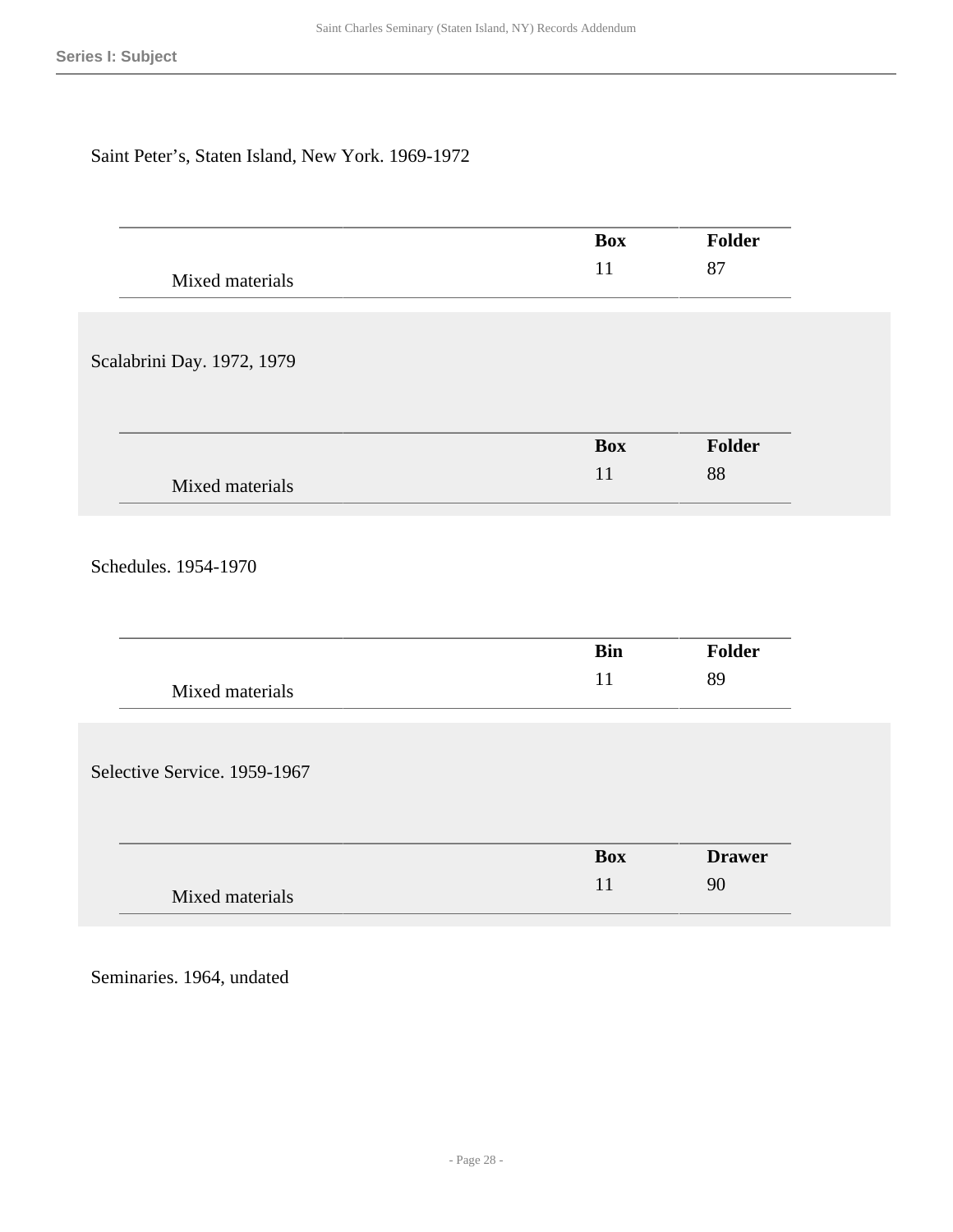Series I: Subject

Saint Peter's, Staten Island, New York. 1969-1972

| | Box | Folder |
|---|---|---|
| Mixed materials | 11 | 87 |

Scalabrini Day. 1972, 1979

| | Box | Folder |
|---|---|---|
| Mixed materials | 11 | 88 |

Schedules. 1954-1970

| | Bin | Folder |
|---|---|---|
| Mixed materials | 11 | 89 |

Selective Service. 1959-1967

| | Box | Drawer |
|---|---|---|
| Mixed materials | 11 | 90 |

Seminaries. 1964, undated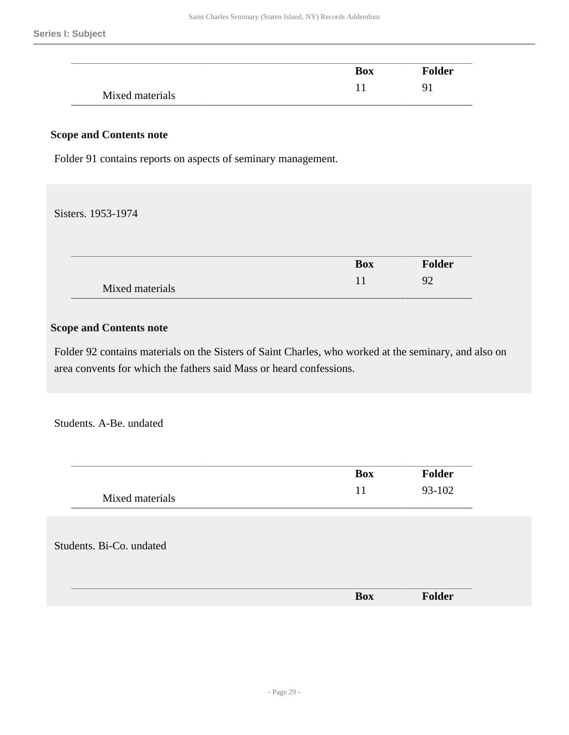| | Box | Folder |
|---|---|---|
| Mixed materials | 11 | 91 |

**Scope and Contents note**

Folder 91 contains reports on aspects of seminary management.

Sisters. 1953-1974

| | Box | Folder |
|---|---|---|
| Mixed materials | 11 | 92 |

**Scope and Contents note**

Folder 92 contains materials on the Sisters of Saint Charles, who worked at the seminary, and also on area convents for which the fathers said Mass or heard confessions.

Students. A-Be. undated

| | Box | Folder |
|---|---|---|
| Mixed materials | 11 | 93-102 |

Students. Bi-Co. undated

| | Box | Folder |
|---|---|---|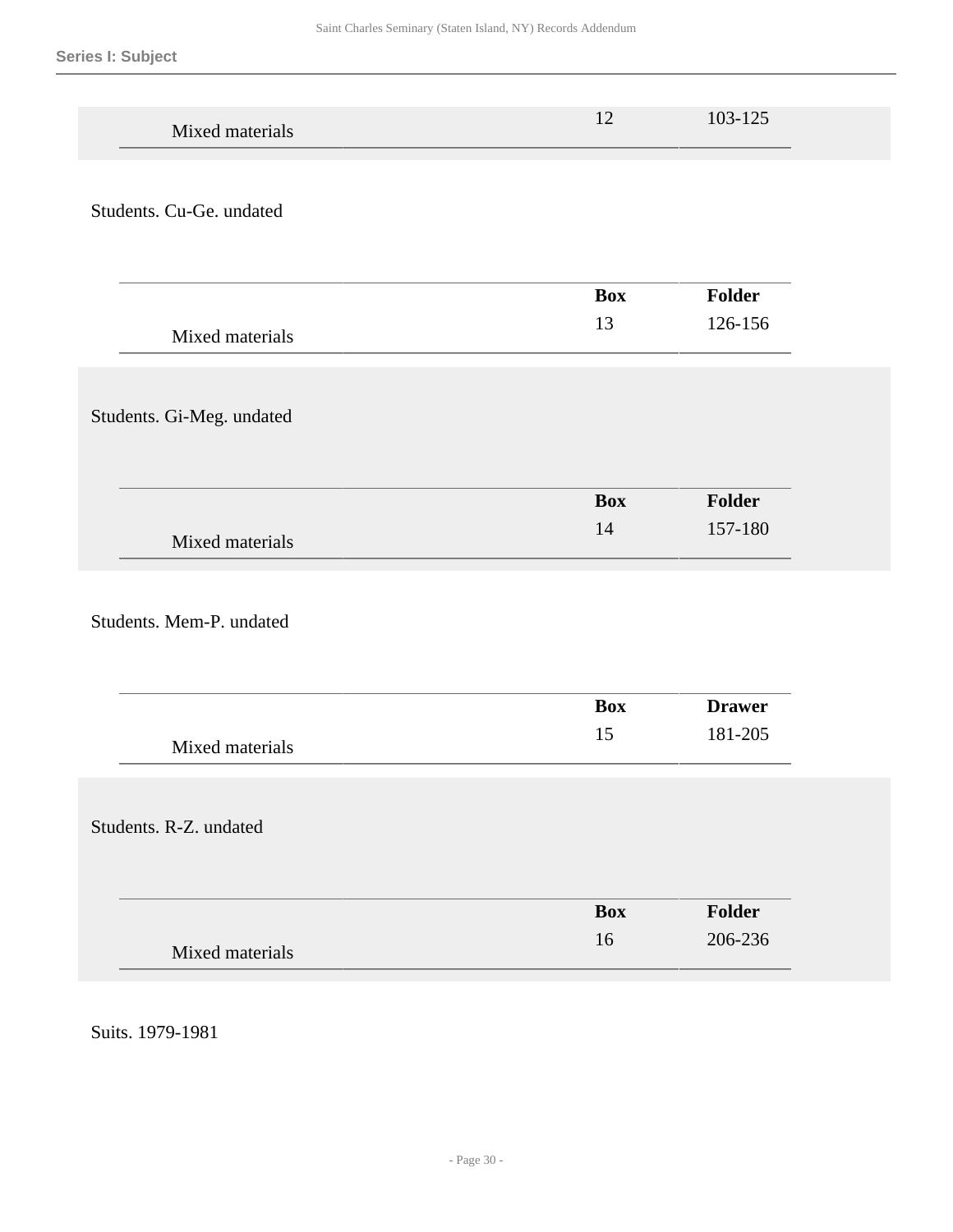| | Box | Folder |
|---|---|---|
| Mixed materials | 12 | 103-125 |

Students. Cu-Ge. undated

| | Box | Folder |
|---|---|---|
| Mixed materials | 13 | 126-156 |

Students. Gi-Meg. undated

| | Box | Folder |
|---|---|---|
| Mixed materials | 14 | 157-180 |

Students. Mem-P. undated

| | Box | Drawer |
|---|---|---|
| Mixed materials | 15 | 181-205 |

Students. R-Z. undated

| | Box | Folder |
|---|---|---|
| Mixed materials | 16 | 206-236 |

Suits. 1979-1981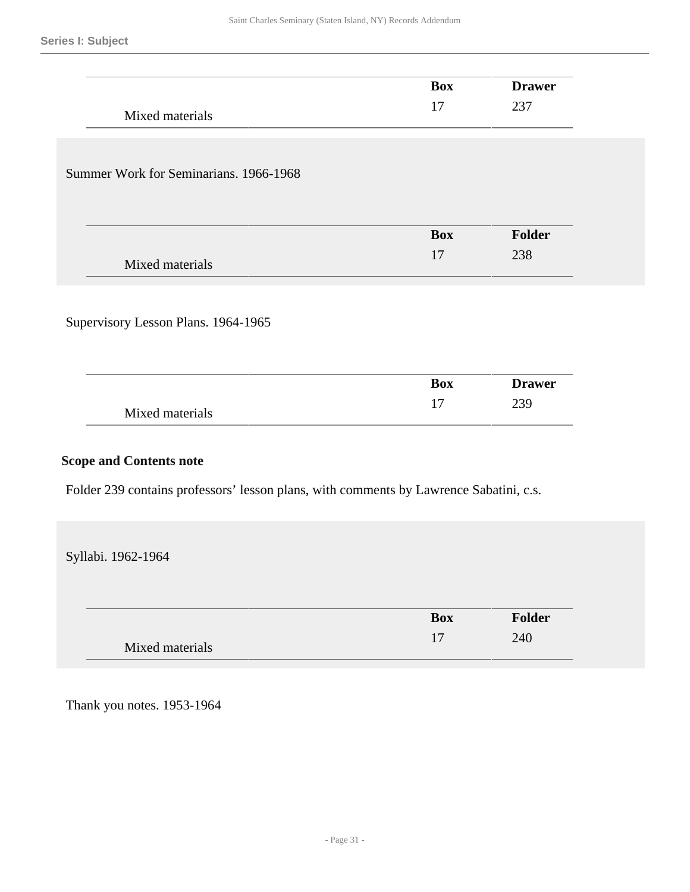**Series I: Subject**

| | Box | Drawer |
|---|---|---|
| Mixed materials | 17 | 237 |

Summer Work for Seminarians. 1966-1968

| | Box | Folder |
|---|---|---|
| Mixed materials | 17 | 238 |

Supervisory Lesson Plans. 1964-1965

| | Box | Drawer |
|---|---|---|
| Mixed materials | 17 | 239 |

**Scope and Contents note**

Folder 239 contains professors’ lesson plans, with comments by Lawrence Sabatini, c.s.

Syllabi. 1962-1964

| | Box | Folder |
|---|---|---|
| Mixed materials | 17 | 240 |

Thank you notes. 1953-1964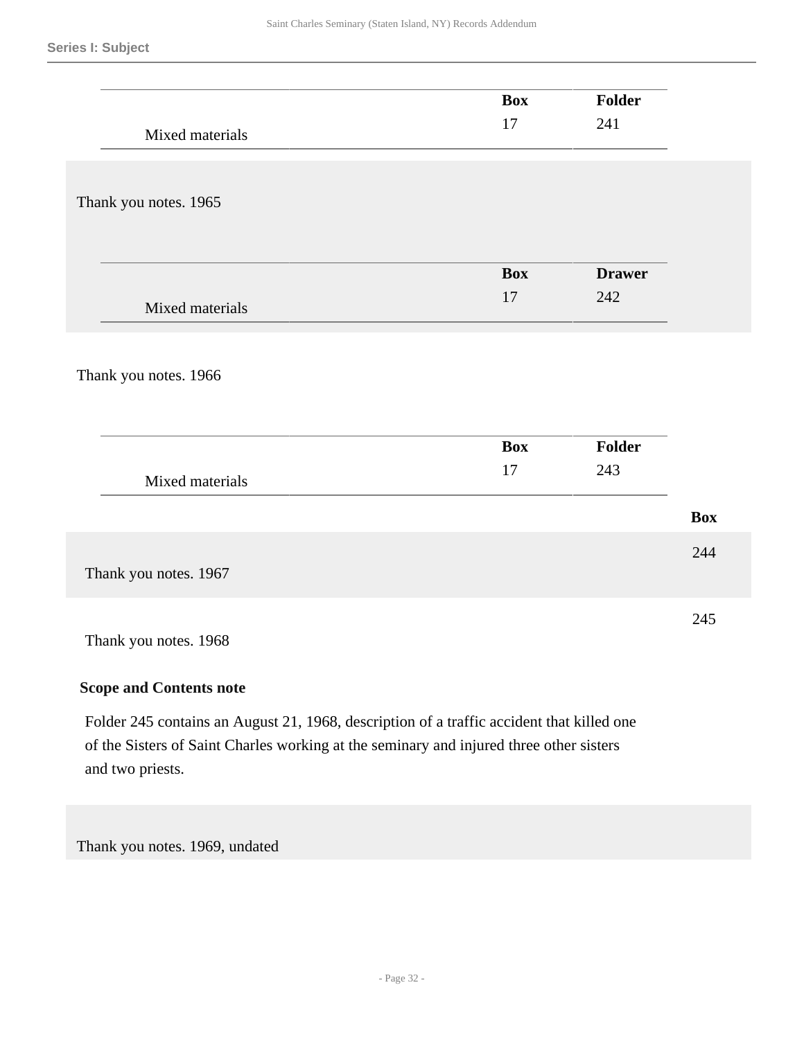## Series I: Subject

| | Box | Folder |
|---|---|---|
| Mixed materials | 17 | 241 |

Thank you notes. 1965

| | Box | Drawer |
|---|---|---|
| Mixed materials | 17 | 242 |

Thank you notes. 1966

| | Box | Folder |
|---|---|---|
| Mixed materials | 17 | 243 |

| | Box |
|---|---|
| Thank you notes. 1967 | 244 |
| Thank you notes. 1968 | 245 |

**Scope and Contents note**

Folder 245 contains an August 21, 1968, description of a traffic accident that killed one of the Sisters of Saint Charles working at the seminary and injured three other sisters and two priests.

Thank you notes. 1969, undated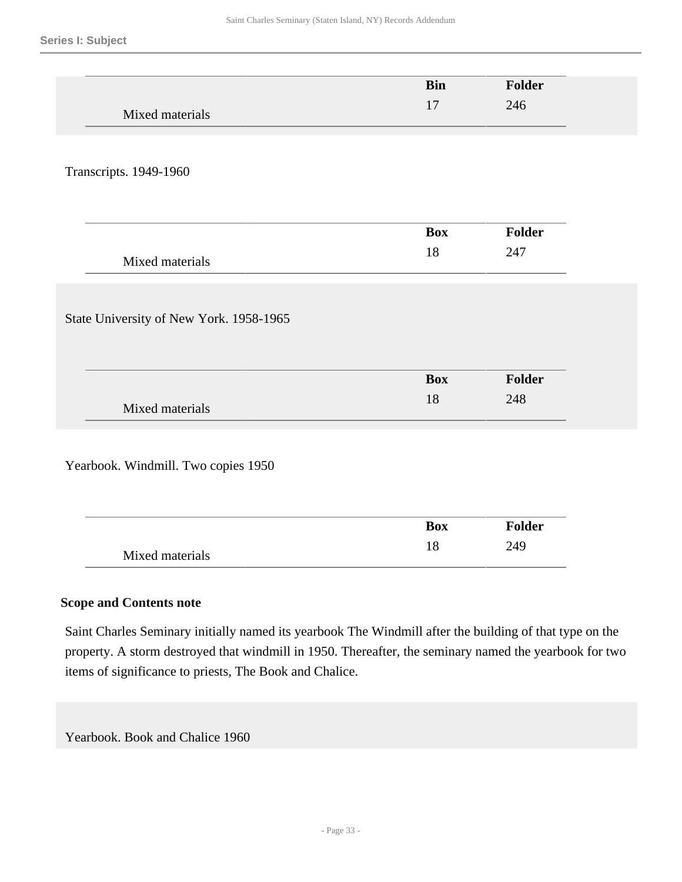**Series I: Subject**

| | Bin | Folder |
|---|---|---|
| Mixed materials | 17 | 246 |

Transcripts. 1949-1960

| | Box | Folder |
|---|---|---|
| Mixed materials | 18 | 247 |

State University of New York. 1958-1965

| | Box | Folder |
|---|---|---|
| Mixed materials | 18 | 248 |

Yearbook. Windmill. Two copies 1950

| | Box | Folder |
|---|---|---|
| Mixed materials | 18 | 249 |

**Scope and Contents note**

Saint Charles Seminary initially named its yearbook The Windmill after the building of that type on the property. A storm destroyed that windmill in 1950. Thereafter, the seminary named the yearbook for two items of significance to priests, The Book and Chalice.

Yearbook. Book and Chalice 1960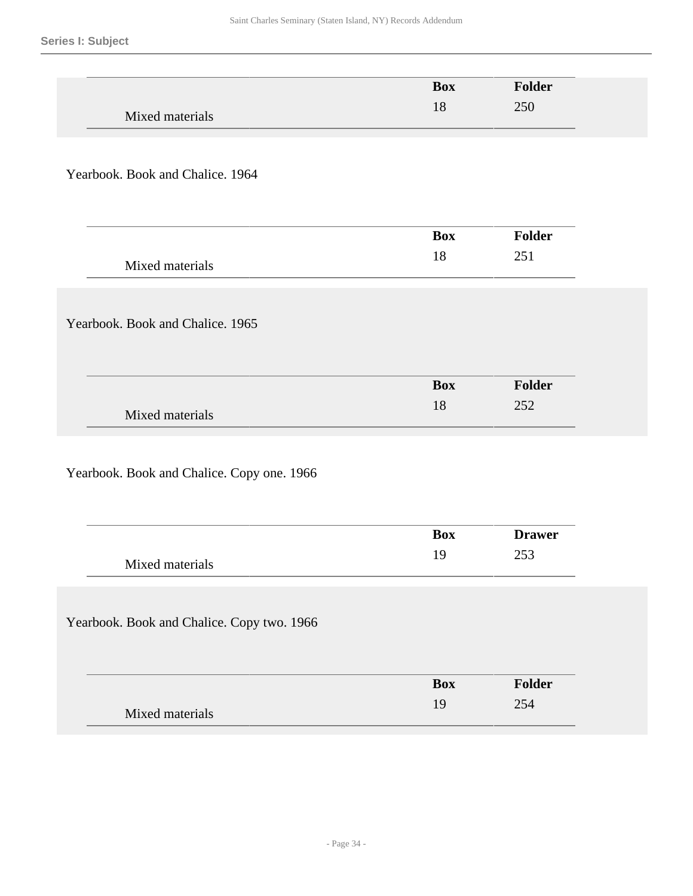| | Box | Folder |
| --- | --- | --- |
| Mixed materials | 18 | 250 |

Yearbook. Book and Chalice. 1964

| | Box | Folder |
| --- | --- | --- |
| Mixed materials | 18 | 251 |

Yearbook. Book and Chalice. 1965

| | Box | Folder |
| --- | --- | --- |
| Mixed materials | 18 | 252 |

Yearbook. Book and Chalice. Copy one. 1966

| | Box | Drawer |
| --- | --- | --- |
| Mixed materials | 19 | 253 |

Yearbook. Book and Chalice. Copy two. 1966

| | Box | Folder |
| --- | --- | --- |
| Mixed materials | 19 | 254 |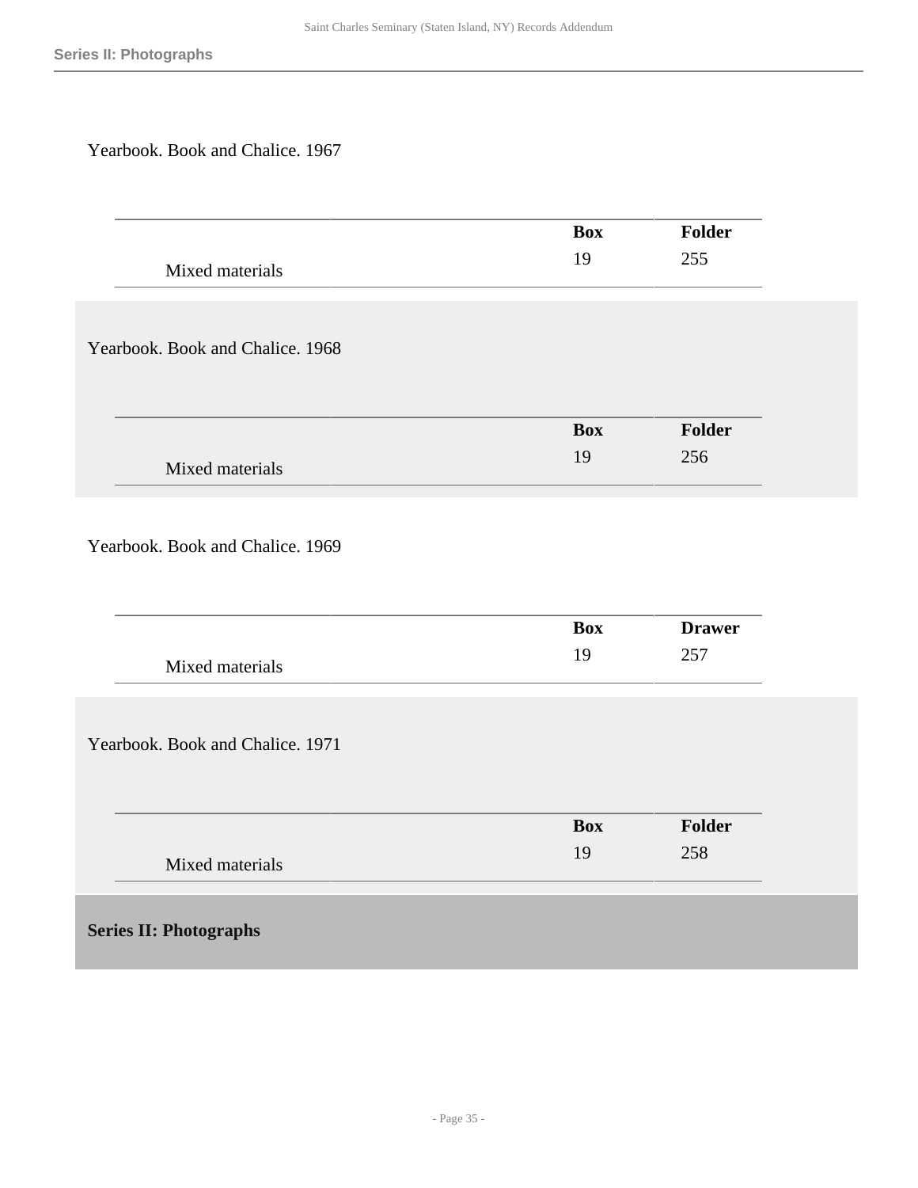Yearbook. Book and Chalice. 1967

| | Box | Folder |
|---|---|---|
| Mixed materials | 19 | 255 |

Yearbook. Book and Chalice. 1968

| | Box | Folder |
|---|---|---|
| Mixed materials | 19 | 256 |

Yearbook. Book and Chalice. 1969

| | Box | Drawer |
|---|---|---|
| Mixed materials | 19 | 257 |

Yearbook. Book and Chalice. 1971

| | Box | Folder |
|---|---|---|
| Mixed materials | 19 | 258 |

## Series II: Photographs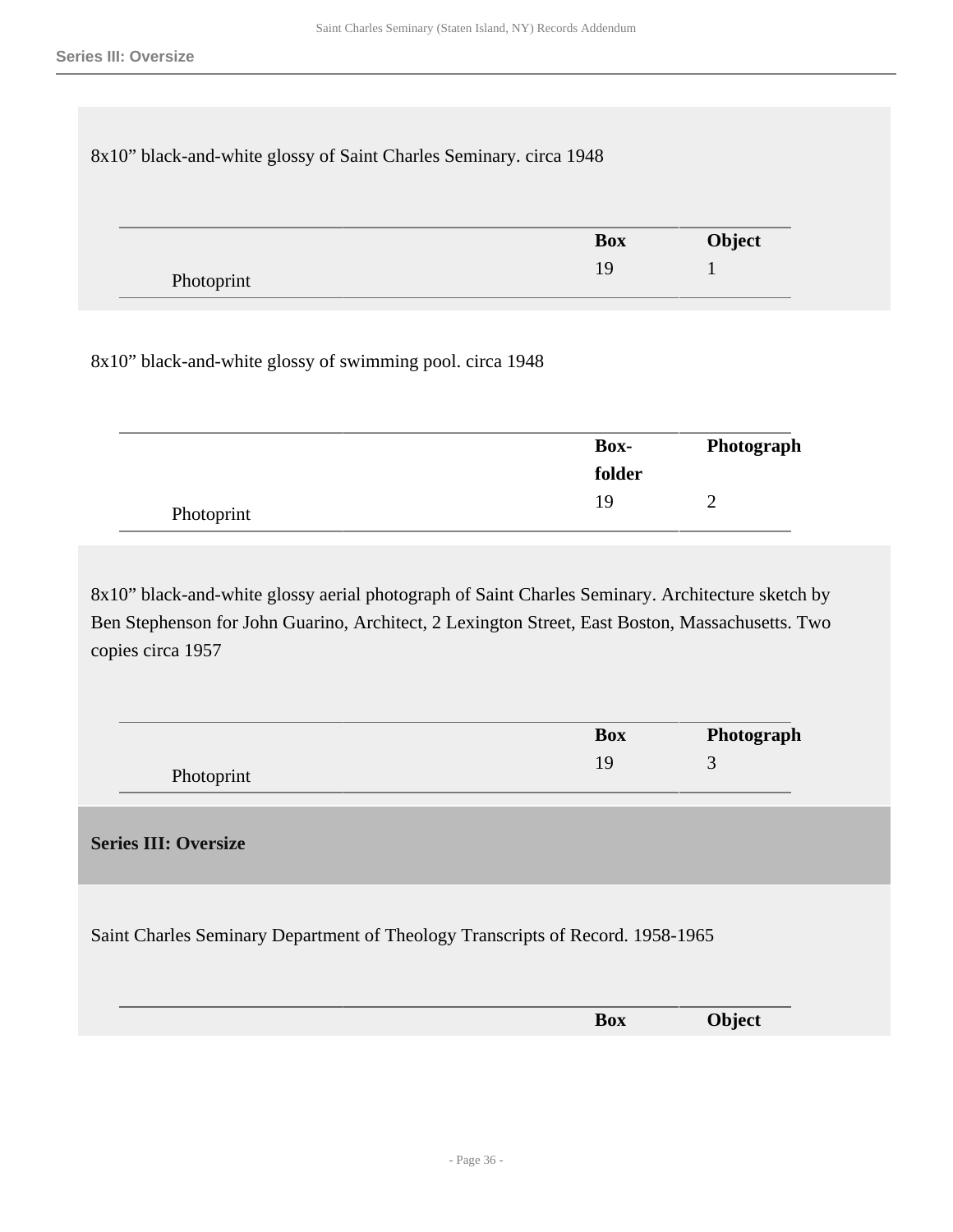8x10” black-and-white glossy of Saint Charles Seminary. circa 1948

| | Box | Object |
|---|---|---|
| Photoprint | 19 | 1 |

8x10” black-and-white glossy of swimming pool. circa 1948

| | Box-folder | Photograph |
|---|---|---|
| Photoprint | 19 | 2 |

8x10” black-and-white glossy aerial photograph of Saint Charles Seminary. Architecture sketch by Ben Stephenson for John Guarino, Architect, 2 Lexington Street, East Boston, Massachusetts. Two copies circa 1957

| | Box | Photograph |
|---|---|---|
| Photoprint | 19 | 3 |

## Series III: Oversize

Saint Charles Seminary Department of Theology Transcripts of Record. 1958-1965

| | Box | Object |
|---|---|---|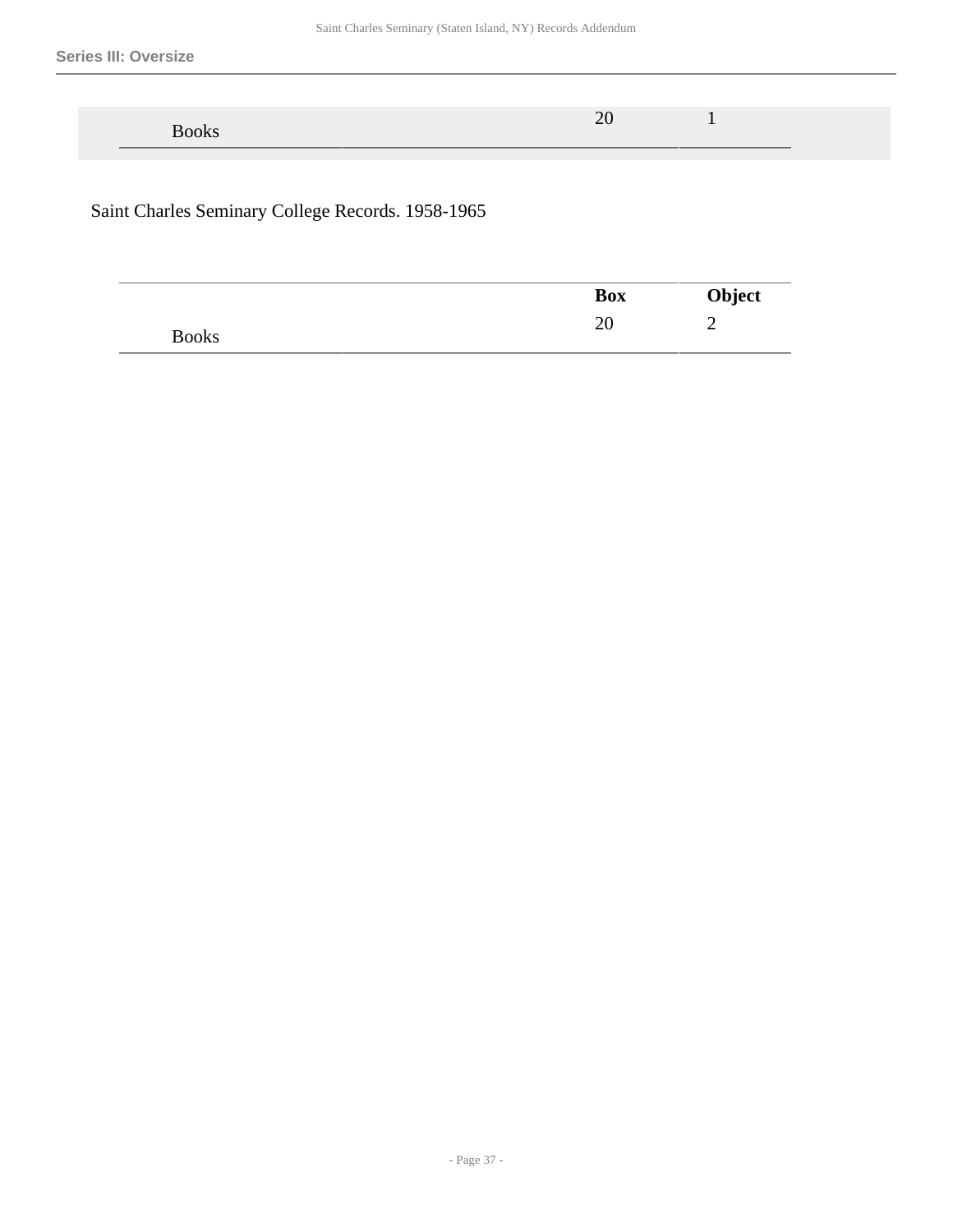## Series III: Oversize

| | | Box | Object |
|---|---|---|---|
| Books | | 20 | 1 |

Saint Charles Seminary College Records. 1958-1965

| | | Box | Object |
|---|---|---|---|
| Books | | 20 | 2 |